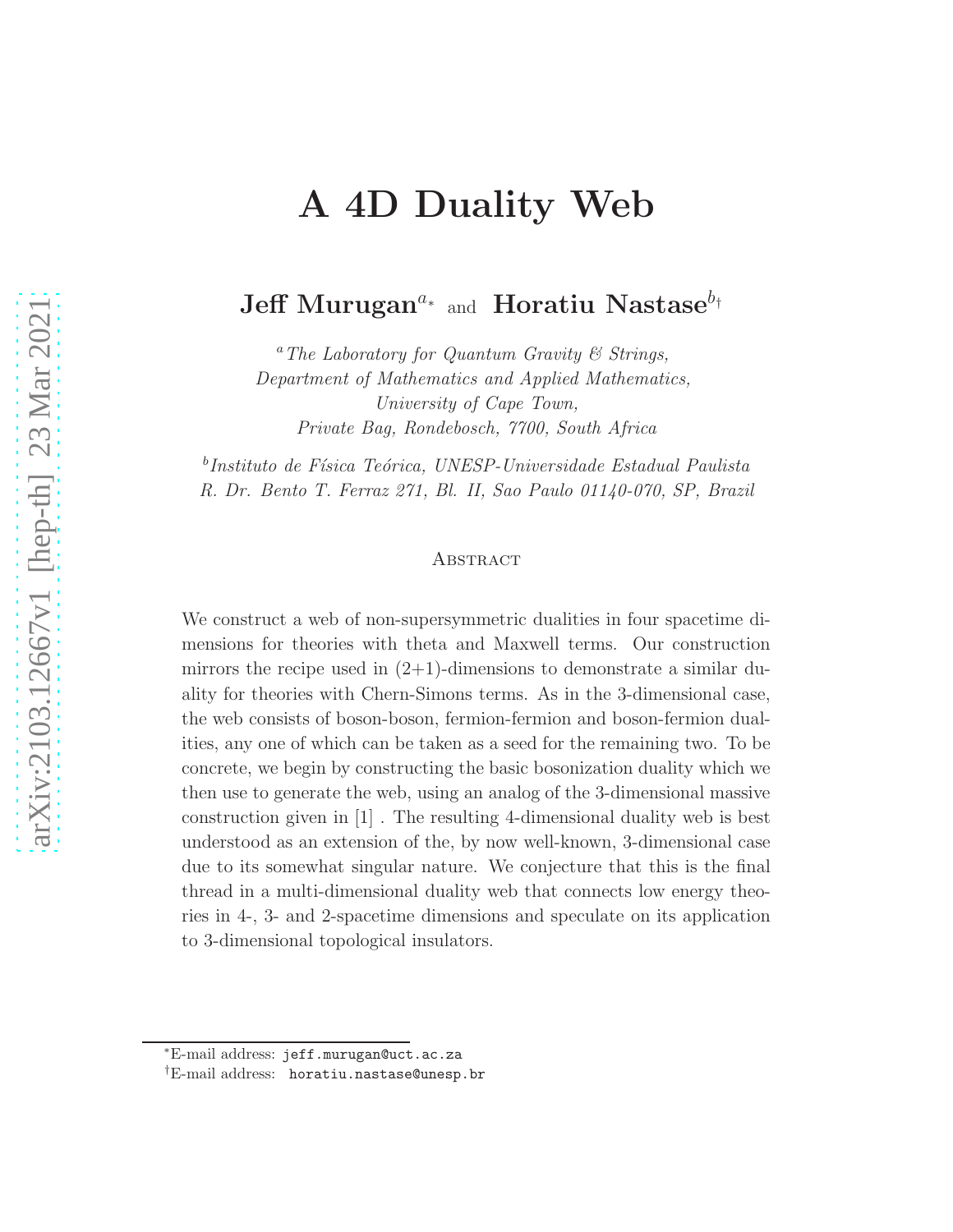# A 4D Duality Web

**Jeff Murugan**[a*] and **Horatiu Nastase**[b†]

[a] *The Laboratory for Quantum Gravity & Strings, Department of Mathematics and Applied Mathematics, University of Cape Town, Private Bag, Rondebosch, 7700, South Africa*

[b] *Instituto de Física Teórica, UNESP-Universidade Estadual Paulista R. Dr. Bento T. Ferraz 271, Bl. II, Sao Paulo 01140-070, SP, Brazil*

### Abstract

We construct a web of non-supersymmetric dualities in four spacetime dimensions for theories with theta and Maxwell terms. Our construction mirrors the recipe used in (2+1)-dimensions to demonstrate a similar duality for theories with Chern-Simons terms. As in the 3-dimensional case, the web consists of boson-boson, fermion-fermion and boson-fermion dualities, any one of which can be taken as a seed for the remaining two. To be concrete, we begin by constructing the basic bosonization duality which we then use to generate the web, using an analog of the 3-dimensional massive construction given in [1] . The resulting 4-dimensional duality web is best understood as an extension of the, by now well-known, 3-dimensional case due to its somewhat singular nature. We conjecture that this is the final thread in a multi-dimensional duality web that connects low energy theories in 4-, 3- and 2-spacetime dimensions and speculate on its application to 3-dimensional topological insulators.

---

*E-mail address: `jeff.murugan@uct.ac.za`

†E-mail address: `horatiu.nastase@unesp.br`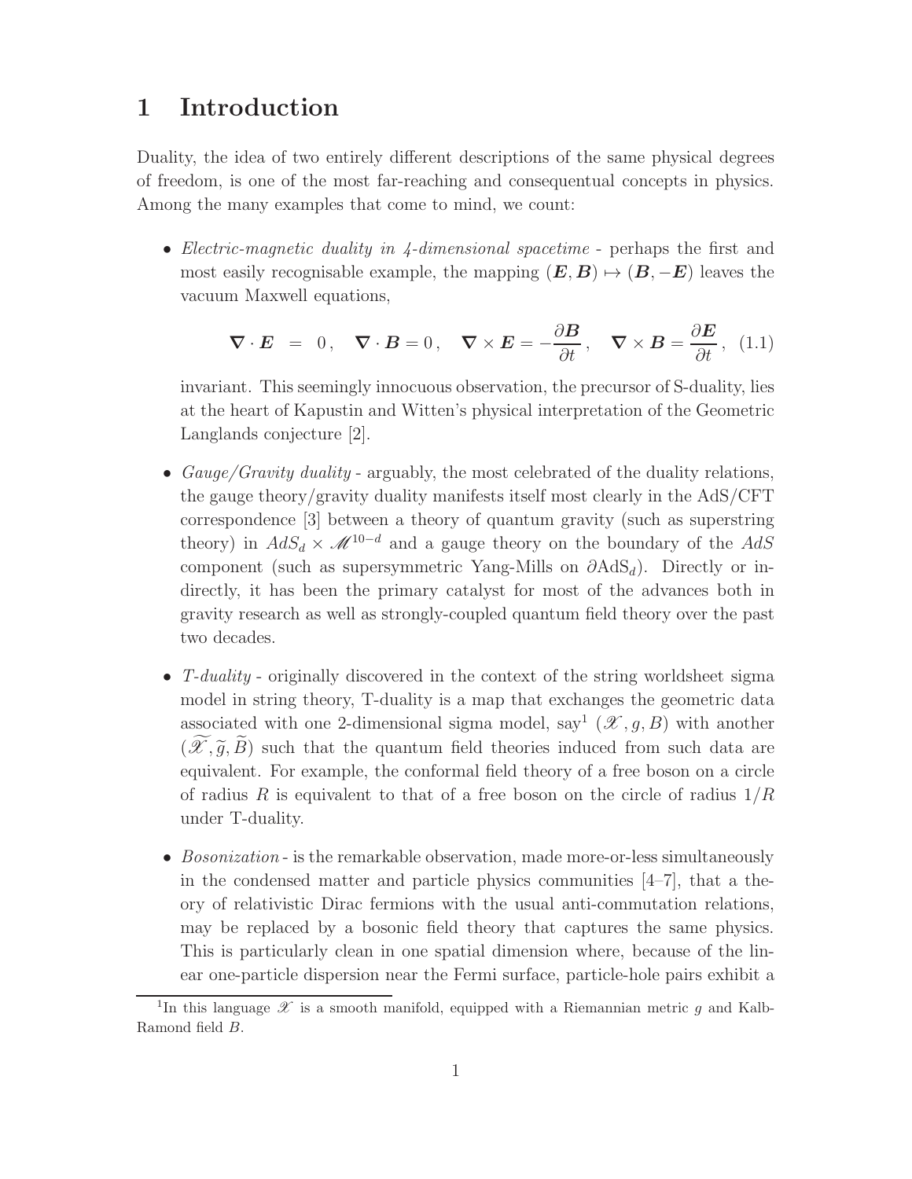# 1 Introduction

Duality, the idea of two entirely different descriptions of the same physical degrees of freedom, is one of the most far-reaching and consequentual concepts in physics. Among the many examples that come to mind, we count:

- *Electric-magnetic duality in 4-dimensional spacetime* - perhaps the first and most easily recognisable example, the mapping $(\boldsymbol{E}, \boldsymbol{B}) \mapsto (\boldsymbol{B}, -\boldsymbol{E})$ leaves the vacuum Maxwell equations,

$$\boldsymbol{\nabla} \cdot \boldsymbol{E} = 0 \,, \quad \boldsymbol{\nabla} \cdot \boldsymbol{B} = 0 \,, \quad \boldsymbol{\nabla} \times \boldsymbol{E} = -\frac{\partial \boldsymbol{B}}{\partial t} \,, \quad \boldsymbol{\nabla} \times \boldsymbol{B} = \frac{\partial \boldsymbol{E}}{\partial t} \,, \tag{1.1}$$

  invariant. This seemingly innocuous observation, the precursor of S-duality, lies at the heart of Kapustin and Witten's physical interpretation of the Geometric Langlands conjecture [2].

- *Gauge/Gravity duality* - arguably, the most celebrated of the duality relations, the gauge theory/gravity duality manifests itself most clearly in the AdS/CFT correspondence [3] between a theory of quantum gravity (such as superstring theory) in $AdS_d \times \mathscr{M}^{10-d}$ and a gauge theory on the boundary of the $AdS$ component (such as supersymmetric Yang-Mills on $\partial \mathrm{AdS}_d$). Directly or indirectly, it has been the primary catalyst for most of the advances both in gravity research as well as strongly-coupled quantum field theory over the past two decades.

- *T-duality* - originally discovered in the context of the string worldsheet sigma model in string theory, T-duality is a map that exchanges the geometric data associated with one 2-dimensional sigma model, say[1] $(\mathscr{X}, g, B)$ with another $(\widetilde{\mathscr{X}}, \widetilde{g}, \widetilde{B})$ such that the quantum field theories induced from such data are equivalent. For example, the conformal field theory of a free boson on a circle of radius $R$ is equivalent to that of a free boson on the circle of radius $1/R$ under T-duality.

- *Bosonization* - is the remarkable observation, made more-or-less simultaneously in the condensed matter and particle physics communities [4–7], that a theory of relativistic Dirac fermions with the usual anti-commutation relations, may be replaced by a bosonic field theory that captures the same physics. This is particularly clean in one spatial dimension where, because of the linear one-particle dispersion near the Fermi surface, particle-hole pairs exhibit a

[1] In this language $\mathscr{X}$ is a smooth manifold, equipped with a Riemannian metric $g$ and Kalb-Ramond field $B$.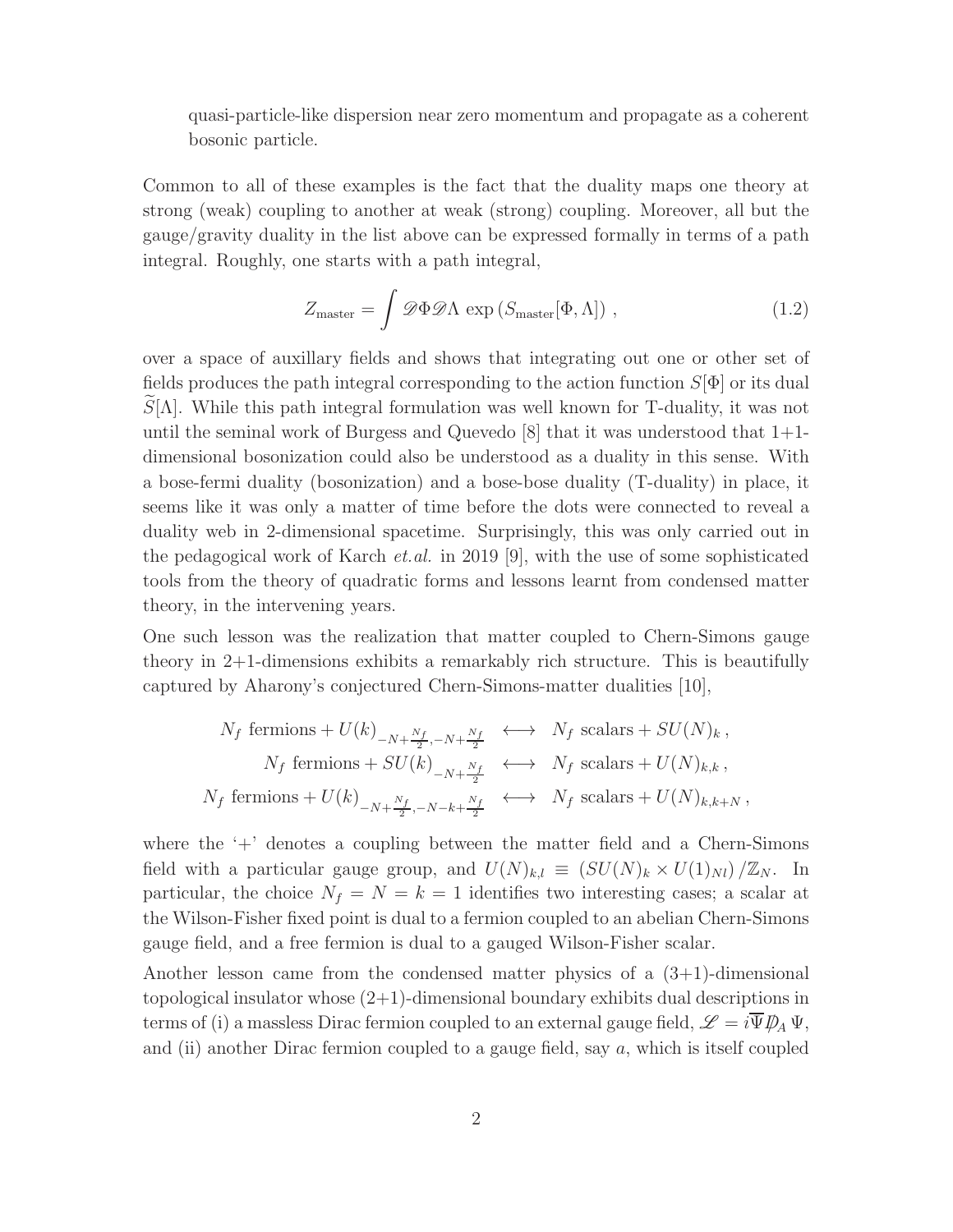quasi-particle-like dispersion near zero momentum and propagate as a coherent bosonic particle.

Common to all of these examples is the fact that the duality maps one theory at strong (weak) coupling to another at weak (strong) coupling. Moreover, all but the gauge/gravity duality in the list above can be expressed formally in terms of a path integral. Roughly, one starts with a path integral,

$$Z_{\text{master}} = \int \mathscr{D}\Phi\mathscr{D}\Lambda \, \exp\left(S_{\text{master}}[\Phi,\Lambda]\right)\,, \tag{1.2}$$

over a space of auxillary fields and shows that integrating out one or other set of fields produces the path integral corresponding to the action function $S[\Phi]$ or its dual $\widetilde{S}[\Lambda]$. While this path integral formulation was well known for T-duality, it was not until the seminal work of Burgess and Quevedo [8] that it was understood that 1+1-dimensional bosonization could also be understood as a duality in this sense. With a bose-fermi duality (bosonization) and a bose-bose duality (T-duality) in place, it seems like it was only a matter of time before the dots were connected to reveal a duality web in 2-dimensional spacetime. Surprisingly, this was only carried out in the pedagogical work of Karch *et.al.* in 2019 [9], with the use of some sophisticated tools from the theory of quadratic forms and lessons learnt from condensed matter theory, in the intervening years.

One such lesson was the realization that matter coupled to Chern-Simons gauge theory in 2+1-dimensions exhibits a remarkably rich structure. This is beautifully captured by Aharony's conjectured Chern-Simons-matter dualities [10],

$$\begin{aligned}
N_f \text{ fermions} + U(k)_{-N+\frac{N_f}{2},-N+\frac{N_f}{2}} \quad &\longleftrightarrow \quad N_f \text{ scalars} + SU(N)_k\,,\\
N_f \text{ fermions} + SU(k)_{-N+\frac{N_f}{2}} \quad &\longleftrightarrow \quad N_f \text{ scalars} + U(N)_{k,k}\,,\\
N_f \text{ fermions} + U(k)_{-N+\frac{N_f}{2},-N-k+\frac{N_f}{2}} \quad &\longleftrightarrow \quad N_f \text{ scalars} + U(N)_{k,k+N}\,,
\end{aligned}$$

where the '+' denotes a coupling between the matter field and a Chern-Simons field with a particular gauge group, and $U(N)_{k,l} \equiv \left(SU(N)_k \times U(1)_{Nl}\right)/\mathbb{Z}_N$. In particular, the choice $N_f = N = k = 1$ identifies two interesting cases; a scalar at the Wilson-Fisher fixed point is dual to a fermion coupled to an abelian Chern-Simons gauge field, and a free fermion is dual to a gauged Wilson-Fisher scalar.

Another lesson came from the condensed matter physics of a (3+1)-dimensional topological insulator whose (2+1)-dimensional boundary exhibits dual descriptions in terms of (i) a massless Dirac fermion coupled to an external gauge field, $\mathscr{L} = i\overline{\Psi}\not{D}_A\,\Psi$, and (ii) another Dirac fermion coupled to a gauge field, say $a$, which is itself coupled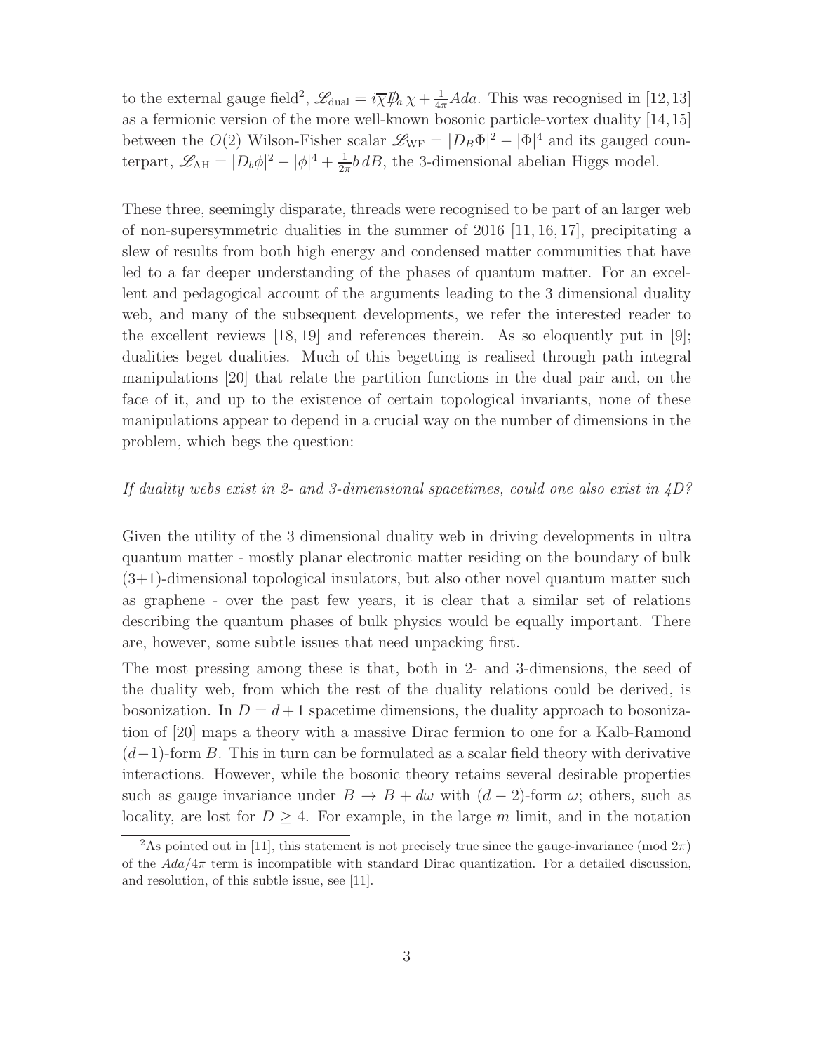to the external gauge field[2], $\mathscr{L}_{\rm dual} = i\overline{\chi}\not{D}_a\,\chi + \frac{1}{4\pi}Ada$. This was recognised in [12,13] as a fermionic version of the more well-known bosonic particle-vortex duality [14,15] between the $O(2)$ Wilson-Fisher scalar $\mathscr{L}_{\rm WF} = |D_B\Phi|^2 - |\Phi|^4$ and its gauged counterpart, $\mathscr{L}_{\rm AH} = |D_b\phi|^2 - |\phi|^4 + \frac{1}{2\pi}b\,dB$, the 3-dimensional abelian Higgs model.

These three, seemingly disparate, threads were recognised to be part of an larger web of non-supersymmetric dualities in the summer of 2016 [11, 16, 17], precipitating a slew of results from both high energy and condensed matter communities that have led to a far deeper understanding of the phases of quantum matter. For an excellent and pedagogical account of the arguments leading to the 3 dimensional duality web, and many of the subsequent developments, we refer the interested reader to the excellent reviews [18, 19] and references therein. As so eloquently put in [9]; dualities beget dualities. Much of this begetting is realised through path integral manipulations [20] that relate the partition functions in the dual pair and, on the face of it, and up to the existence of certain topological invariants, none of these manipulations appear to depend in a crucial way on the number of dimensions in the problem, which begs the question:

*If duality webs exist in 2- and 3-dimensional spacetimes, could one also exist in 4D?*

Given the utility of the 3 dimensional duality web in driving developments in ultra quantum matter - mostly planar electronic matter residing on the boundary of bulk (3+1)-dimensional topological insulators, but also other novel quantum matter such as graphene - over the past few years, it is clear that a similar set of relations describing the quantum phases of bulk physics would be equally important. There are, however, some subtle issues that need unpacking first.

The most pressing among these is that, both in 2- and 3-dimensions, the seed of the duality web, from which the rest of the duality relations could be derived, is bosonization. In $D = d+1$ spacetime dimensions, the duality approach to bosonization of [20] maps a theory with a massive Dirac fermion to one for a Kalb-Ramond $(d-1)$-form $B$. This in turn can be formulated as a scalar field theory with derivative interactions. However, while the bosonic theory retains several desirable properties such as gauge invariance under $B \to B + d\omega$ with $(d-2)$-form $\omega$; others, such as locality, are lost for $D \geq 4$. For example, in the large $m$ limit, and in the notation

[2] As pointed out in [11], this statement is not precisely true since the gauge-invariance (mod $2\pi$) of the $Ada/4\pi$ term is incompatible with standard Dirac quantization. For a detailed discussion, and resolution, of this subtle issue, see [11].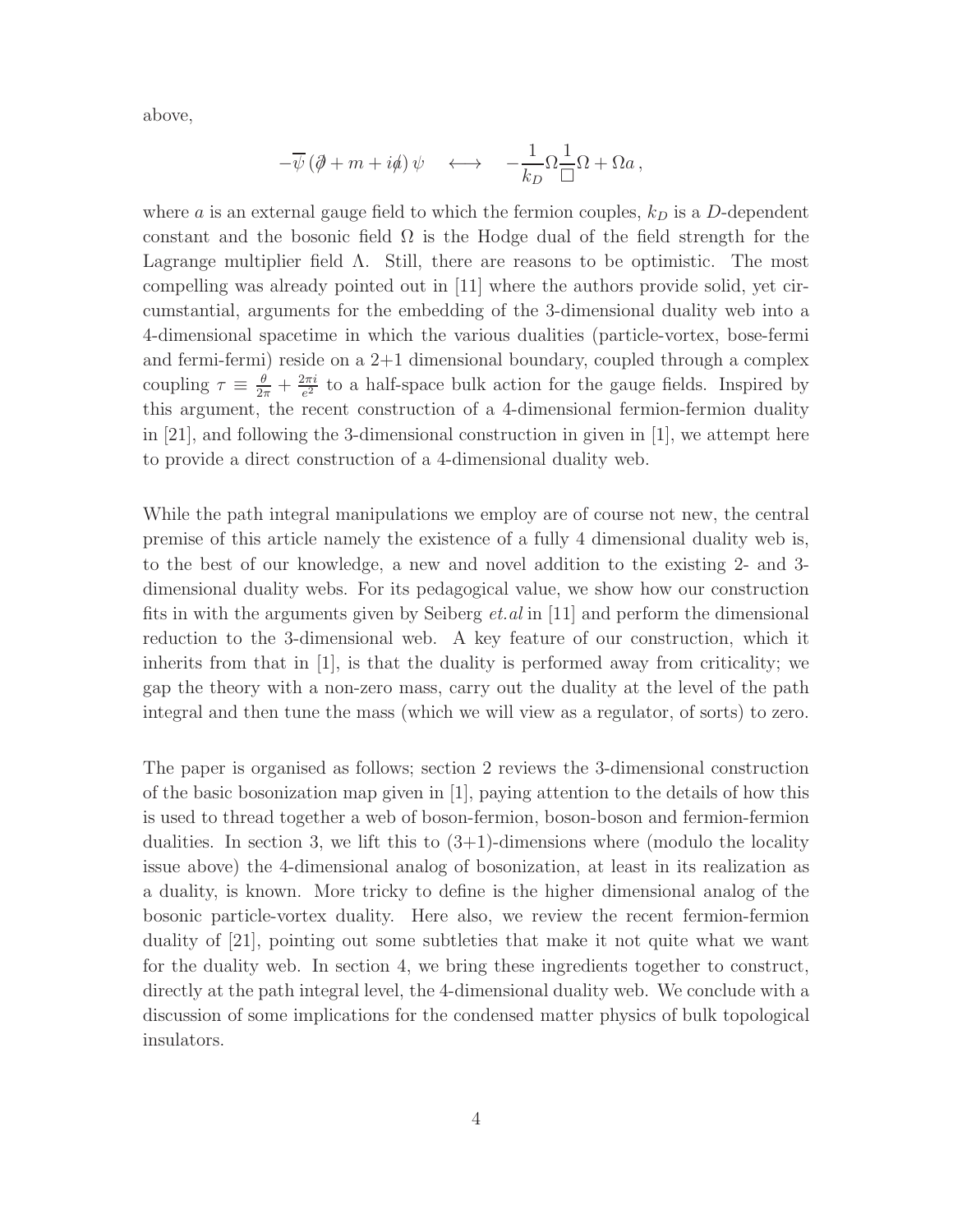above,

$$-\overline{\psi}\left(\not{\partial}+m+i\not{a}\right)\psi \quad \longleftrightarrow \quad -\frac{1}{k_D}\Omega\frac{1}{\Box}\Omega+\Omega a\,,$$

where $a$ is an external gauge field to which the fermion couples, $k_D$ is a $D$-dependent constant and the bosonic field $\Omega$ is the Hodge dual of the field strength for the Lagrange multiplier field $\Lambda$. Still, there are reasons to be optimistic. The most compelling was already pointed out in [11] where the authors provide solid, yet circumstantial, arguments for the embedding of the 3-dimensional duality web into a 4-dimensional spacetime in which the various dualities (particle-vortex, bose-fermi and fermi-fermi) reside on a 2+1 dimensional boundary, coupled through a complex coupling $\tau \equiv \frac{\theta}{2\pi}+\frac{2\pi i}{e^2}$ to a half-space bulk action for the gauge fields. Inspired by this argument, the recent construction of a 4-dimensional fermion-fermion duality in [21], and following the 3-dimensional construction in given in [1], we attempt here to provide a direct construction of a 4-dimensional duality web.

While the path integral manipulations we employ are of course not new, the central premise of this article namely the existence of a fully 4 dimensional duality web is, to the best of our knowledge, a new and novel addition to the existing 2- and 3-dimensional duality webs. For its pedagogical value, we show how our construction fits in with the arguments given by Seiberg *et.al* in [11] and perform the dimensional reduction to the 3-dimensional web. A key feature of our construction, which it inherits from that in [1], is that the duality is performed away from criticality; we gap the theory with a non-zero mass, carry out the duality at the level of the path integral and then tune the mass (which we will view as a regulator, of sorts) to zero.

The paper is organised as follows; section 2 reviews the 3-dimensional construction of the basic bosonization map given in [1], paying attention to the details of how this is used to thread together a web of boson-fermion, boson-boson and fermion-fermion dualities. In section 3, we lift this to (3+1)-dimensions where (modulo the locality issue above) the 4-dimensional analog of bosonization, at least in its realization as a duality, is known. More tricky to define is the higher dimensional analog of the bosonic particle-vortex duality. Here also, we review the recent fermion-fermion duality of [21], pointing out some subtleties that make it not quite what we want for the duality web. In section 4, we bring these ingredients together to construct, directly at the path integral level, the 4-dimensional duality web. We conclude with a discussion of some implications for the condensed matter physics of bulk topological insulators.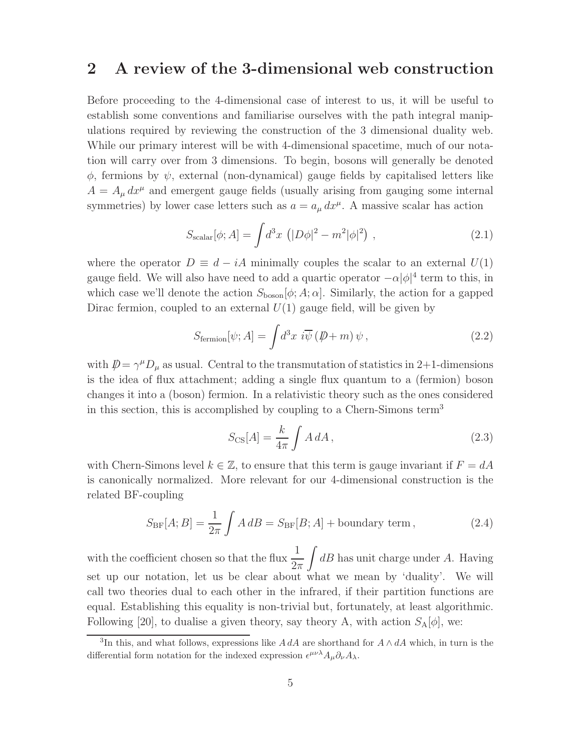## 2 A review of the 3-dimensional web construction

Before proceeding to the 4-dimensional case of interest to us, it will be useful to establish some conventions and familiarise ourselves with the path integral manipulations required by reviewing the construction of the 3 dimensional duality web. While our primary interest will be with 4-dimensional spacetime, much of our notation will carry over from 3 dimensions. To begin, bosons will generally be denoted $\phi$, fermions by $\psi$, external (non-dynamical) gauge fields by capitalised letters like $A = A_\mu \, dx^\mu$ and emergent gauge fields (usually arising from gauging some internal symmetries) by lower case letters such as $a = a_\mu \, dx^\mu$. A massive scalar has action

$$S_{\rm scalar}[\phi; A] = \int d^3x \, \left(|D\phi|^2 - m^2|\phi|^2\right) \, , \tag{2.1}$$

where the operator $D \equiv d - iA$ minimally couples the scalar to an external $U(1)$ gauge field. We will also have need to add a quartic operator $-\alpha|\phi|^4$ term to this, in which case we'll denote the action $S_{\rm boson}[\phi; A; \alpha]$. Similarly, the action for a gapped Dirac fermion, coupled to an external $U(1)$ gauge field, will be given by

$$S_{\rm fermion}[\psi; A] = \int d^3x \; i\overline{\psi} \left(\not{D} + m\right) \psi \, , \tag{2.2}$$

with $\not{D} = \gamma^\mu D_\mu$ as usual. Central to the transmutation of statistics in 2+1-dimensions is the idea of flux attachment; adding a single flux quantum to a (fermion) boson changes it into a (boson) fermion. In a relativistic theory such as the ones considered in this section, this is accomplished by coupling to a Chern-Simons term[3]

$$S_{\rm CS}[A] = \frac{k}{4\pi} \int A \, dA \, , \tag{2.3}$$

with Chern-Simons level $k \in \mathbb{Z}$, to ensure that this term is gauge invariant if $F = dA$ is canonically normalized. More relevant for our 4-dimensional construction is the related BF-coupling

$$S_{\rm BF}[A; B] = \frac{1}{2\pi} \int A \, dB = S_{\rm BF}[B; A] + \text{boundary term} \, , \tag{2.4}$$

with the coefficient chosen so that the flux $\dfrac{1}{2\pi} \displaystyle\int dB$ has unit charge under $A$. Having set up our notation, let us be clear about what we mean by 'duality'. We will call two theories dual to each other in the infrared, if their partition functions are equal. Establishing this equality is non-trivial but, fortunately, at least algorithmic. Following [20], to dualise a given theory, say theory A, with action $S_{\rm A}[\phi]$, we:

---

[3] In this, and what follows, expressions like $A \, dA$ are shorthand for $A \wedge dA$ which, in turn is the differential form notation for the indexed expression $\epsilon^{\mu\nu\lambda} A_\mu \partial_\nu A_\lambda$.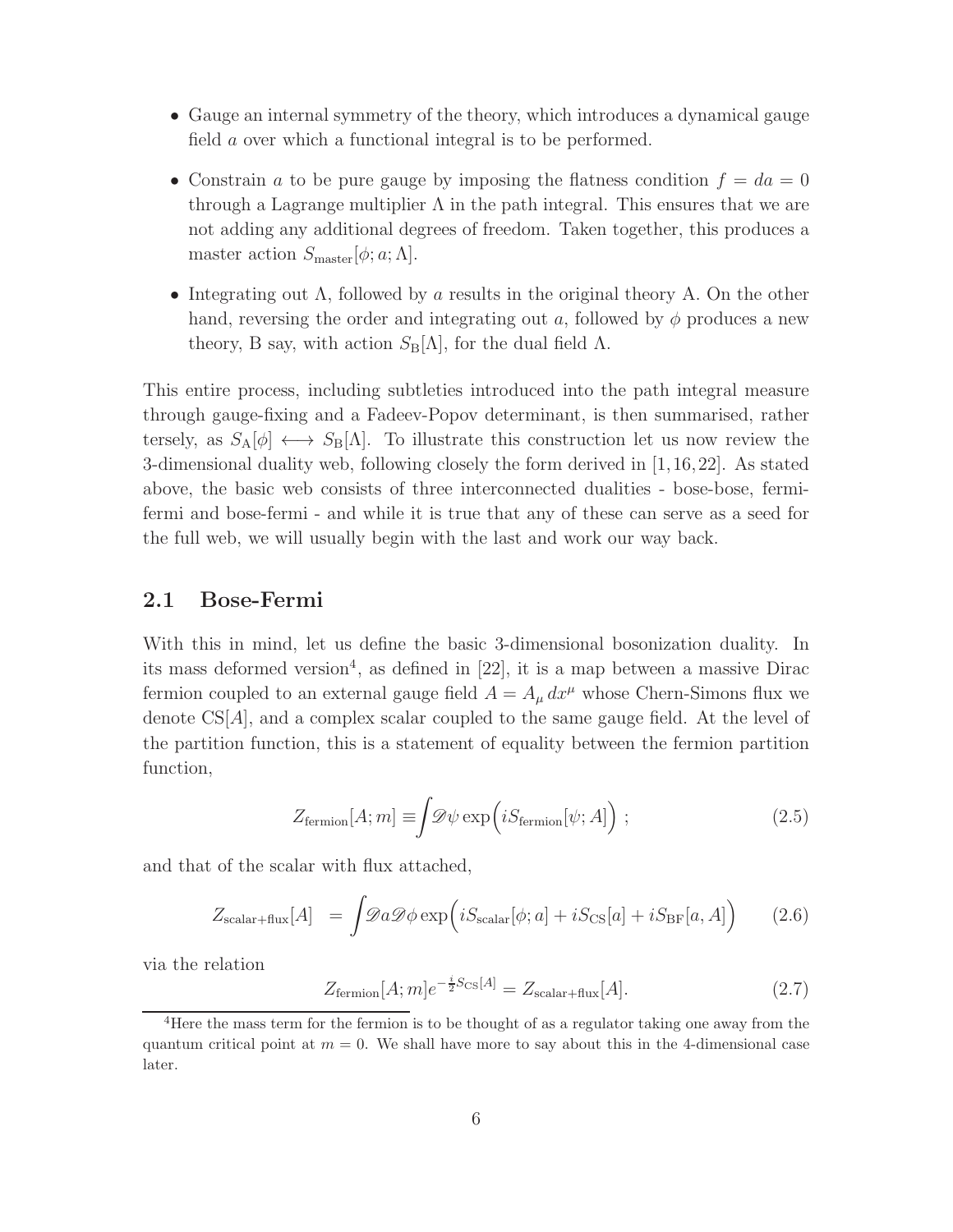- Gauge an internal symmetry of the theory, which introduces a dynamical gauge field $a$ over which a functional integral is to be performed.

- Constrain $a$ to be pure gauge by imposing the flatness condition $f = da = 0$ through a Lagrange multiplier $\Lambda$ in the path integral. This ensures that we are not adding any additional degrees of freedom. Taken together, this produces a master action $S_{\rm master}[\phi; a; \Lambda]$.

- Integrating out $\Lambda$, followed by $a$ results in the original theory A. On the other hand, reversing the order and integrating out $a$, followed by $\phi$ produces a new theory, B say, with action $S_{\rm B}[\Lambda]$, for the dual field $\Lambda$.

This entire process, including subtleties introduced into the path integral measure through gauge-fixing and a Fadeev-Popov determinant, is then summarised, rather tersely, as $S_{\rm A}[\phi] \longleftrightarrow S_{\rm B}[\Lambda]$. To illustrate this construction let us now review the 3-dimensional duality web, following closely the form derived in [1,16,22]. As stated above, the basic web consists of three interconnected dualities - bose-bose, fermi-fermi and bose-fermi - and while it is true that any of these can serve as a seed for the full web, we will usually begin with the last and work our way back.

## 2.1 Bose-Fermi

With this in mind, let us define the basic 3-dimensional bosonization duality. In its mass deformed version[4], as defined in [22], it is a map between a massive Dirac fermion coupled to an external gauge field $A = A_\mu \, dx^\mu$ whose Chern-Simons flux we denote $\text{CS}[A]$, and a complex scalar coupled to the same gauge field. At the level of the partition function, this is a statement of equality between the fermion partition function,

$$Z_{\rm fermion}[A; m] \equiv \int \mathscr{D}\psi \exp\Big(iS_{\rm fermion}[\psi; A]\Big) \; ; \tag{2.5}$$

and that of the scalar with flux attached,

$$Z_{\rm scalar+flux}[A] \;\; = \int \mathscr{D}a \mathscr{D}\phi \exp\Big(iS_{\rm scalar}[\phi; a] + iS_{\rm CS}[a] + iS_{\rm BF}[a, A]\Big) \tag{2.6}$$

via the relation

$$Z_{\rm fermion}[A; m] e^{-\frac{i}{2} S_{\rm CS}[A]} = Z_{\rm scalar+flux}[A]. \tag{2.7}$$

[4] Here the mass term for the fermion is to be thought of as a regulator taking one away from the quantum critical point at $m = 0$. We shall have more to say about this in the 4-dimensional case later.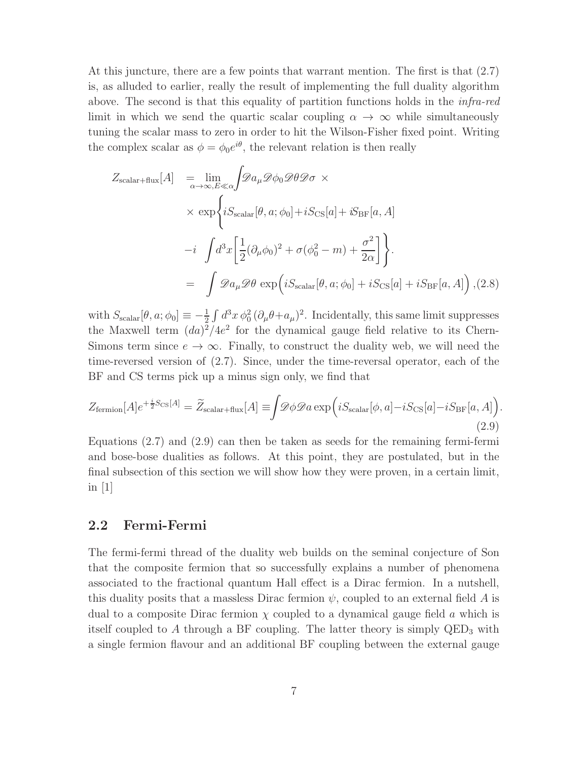At this juncture, there are a few points that warrant mention. The first is that (2.7) is, as alluded to earlier, really the result of implementing the full duality algorithm above. The second is that this equality of partition functions holds in the *infra-red* limit in which we send the quartic scalar coupling $\alpha \to \infty$ while simultaneously tuning the scalar mass to zero in order to hit the Wilson-Fisher fixed point. Writing the complex scalar as $\phi = \phi_0 e^{i\theta}$, the relevant relation is then really

$$
\begin{aligned}
Z_{\text{scalar+flux}}[A] &= \lim_{\alpha\to\infty, E\ll\alpha} \int \mathscr{D}a_\mu \mathscr{D}\phi_0 \mathscr{D}\theta \mathscr{D}\sigma \ \times \\
&\times \ \exp\Bigg\{ iS_{\text{scalar}}[\theta, a; \phi_0] + iS_{\text{CS}}[a] + iS_{\text{BF}}[a, A] \\
&- i \int d^3x \left[ \frac{1}{2}(\partial_\mu \phi_0)^2 + \sigma(\phi_0^2 - m) + \frac{\sigma^2}{2\alpha} \right] \Bigg\}. \\
&= \int \mathscr{D}a_\mu \mathscr{D}\theta \ \exp\Big( iS_{\text{scalar}}[\theta, a; \phi_0] + iS_{\text{CS}}[a] + iS_{\text{BF}}[a, A] \Big) \tag{2.8}
\end{aligned}
$$

with $S_{\text{scalar}}[\theta, a; \phi_0] \equiv -\frac{1}{2}\int d^3x \, \phi_0^2 \, (\partial_\mu \theta + a_\mu)^2$. Incidentally, this same limit suppresses the Maxwell term $(da)^2/4e^2$ for the dynamical gauge field relative to its Chern-Simons term since $e \to \infty$. Finally, to construct the duality web, we will need the time-reversed version of (2.7). Since, under the time-reversal operator, each of the BF and CS terms pick up a minus sign only, we find that

$$
Z_{\text{fermion}}[A] e^{+\frac{i}{2}S_{\text{CS}}[A]} = \widetilde{Z}_{\text{scalar+flux}}[A] \equiv \int \mathscr{D}\phi \mathscr{D}a \exp\Big( iS_{\text{scalar}}[\phi, a] - iS_{\text{CS}}[a] - iS_{\text{BF}}[a, A] \Big). \tag{2.9}
$$

Equations (2.7) and (2.9) can then be taken as seeds for the remaining fermi-fermi and bose-bose dualities as follows. At this point, they are postulated, but in the final subsection of this section we will show how they were proven, in a certain limit, in [1]

## 2.2 Fermi-Fermi

The fermi-fermi thread of the duality web builds on the seminal conjecture of Son that the composite fermion that so successfully explains a number of phenomena associated to the fractional quantum Hall effect is a Dirac fermion. In a nutshell, this duality posits that a massless Dirac fermion $\psi$, coupled to an external field $A$ is dual to a composite Dirac fermion $\chi$ coupled to a dynamical gauge field $a$ which is itself coupled to $A$ through a BF coupling. The latter theory is simply $\text{QED}_3$ with a single fermion flavour and an additional BF coupling between the external gauge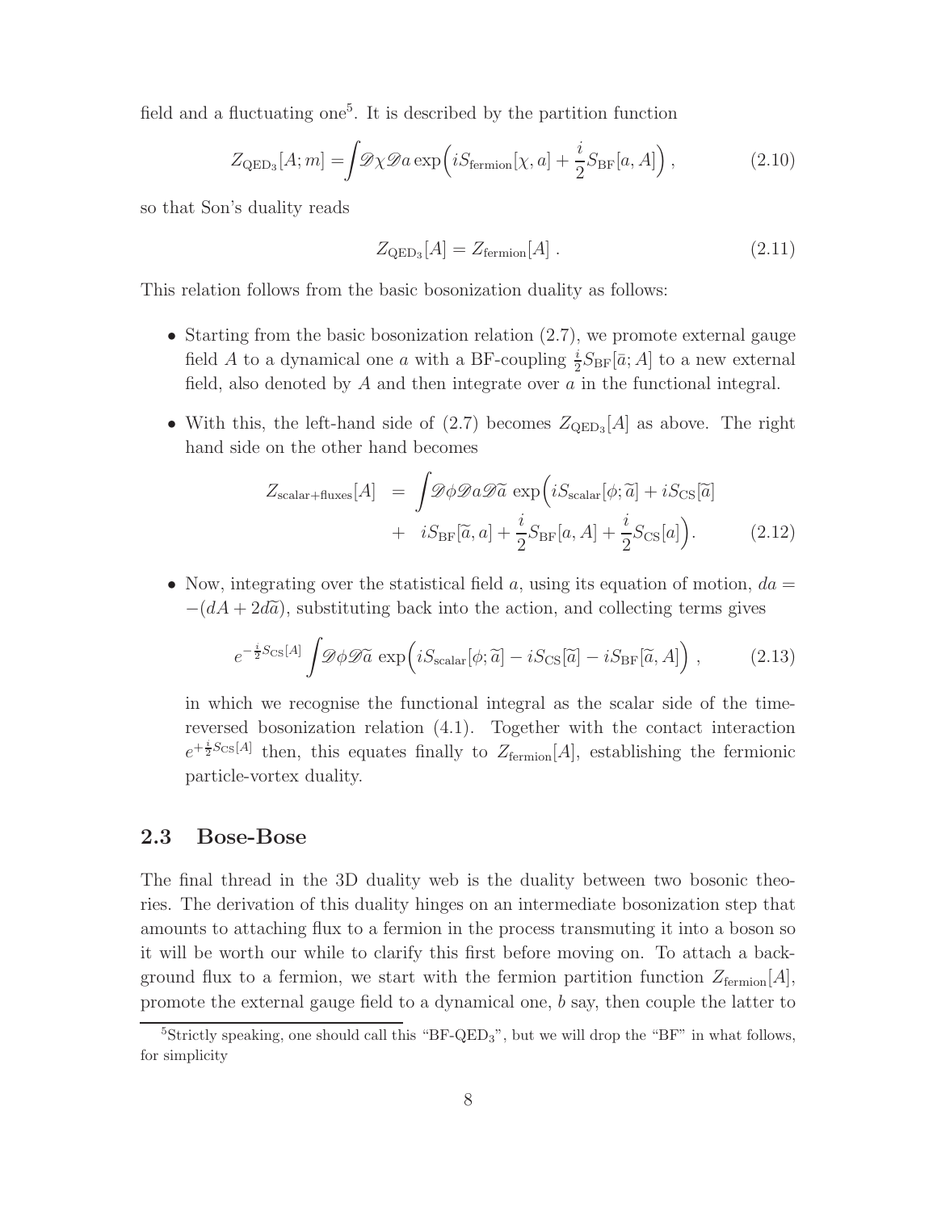field and a fluctuating one[5]. It is described by the partition function

$$
Z_{\mathrm{QED}_3}[A;m] = \int \mathscr{D}\chi \mathscr{D}a \exp\Big(iS_{\mathrm{fermion}}[\chi, a] + \frac{i}{2}S_{\mathrm{BF}}[a, A]\Big)\,, \tag{2.10}
$$

so that Son's duality reads

$$
Z_{\mathrm{QED}_3}[A] = Z_{\mathrm{fermion}}[A]\,. \tag{2.11}
$$

This relation follows from the basic bosonization duality as follows:

- Starting from the basic bosonization relation (2.7), we promote external gauge field $A$ to a dynamical one $a$ with a BF-coupling $\frac{i}{2}S_{\mathrm{BF}}[\bar{a};A]$ to a new external field, also denoted by $A$ and then integrate over $a$ in the functional integral.
- With this, the left-hand side of (2.7) becomes $Z_{\mathrm{QED}_3}[A]$ as above. The right hand side on the other hand becomes

$$
\begin{aligned}
Z_{\mathrm{scalar+fluxes}}[A] \;&=\; \int \mathscr{D}\phi \mathscr{D}a \mathscr{D}\widetilde{a}\, \exp\Big(iS_{\mathrm{scalar}}[\phi;\widetilde{a}] + iS_{\mathrm{CS}}[\widetilde{a}] \\
&+\; iS_{\mathrm{BF}}[\widetilde{a}, a] + \frac{i}{2}S_{\mathrm{BF}}[a, A] + \frac{i}{2}S_{\mathrm{CS}}[a]\Big).
\end{aligned} \tag{2.12}
$$

- Now, integrating over the statistical field $a$, using its equation of motion, $da = -(dA + 2d\widetilde{a})$, substituting back into the action, and collecting terms gives

$$
e^{-\frac{i}{2}S_{\mathrm{CS}}[A]} \int \mathscr{D}\phi \mathscr{D}\widetilde{a}\, \exp\Big(iS_{\mathrm{scalar}}[\phi;\widetilde{a}] - iS_{\mathrm{CS}}[\widetilde{a}] - iS_{\mathrm{BF}}[\widetilde{a}, A]\Big)\,, \tag{2.13}
$$

  in which we recognise the functional integral as the scalar side of the time-reversed bosonization relation (4.1). Together with the contact interaction $e^{+\frac{i}{2}S_{\mathrm{CS}}[A]}$ then, this equates finally to $Z_{\mathrm{fermion}}[A]$, establishing the fermionic particle-vortex duality.

## 2.3 Bose-Bose

The final thread in the 3D duality web is the duality between two bosonic theories. The derivation of this duality hinges on an intermediate bosonization step that amounts to attaching flux to a fermion in the process transmuting it into a boson so it will be worth our while to clarify this first before moving on. To attach a background flux to a fermion, we start with the fermion partition function $Z_{\mathrm{fermion}}[A]$, promote the external gauge field to a dynamical one, $b$ say, then couple the latter to

[5] Strictly speaking, one should call this "BF-QED$_3$", but we will drop the "BF" in what follows, for simplicity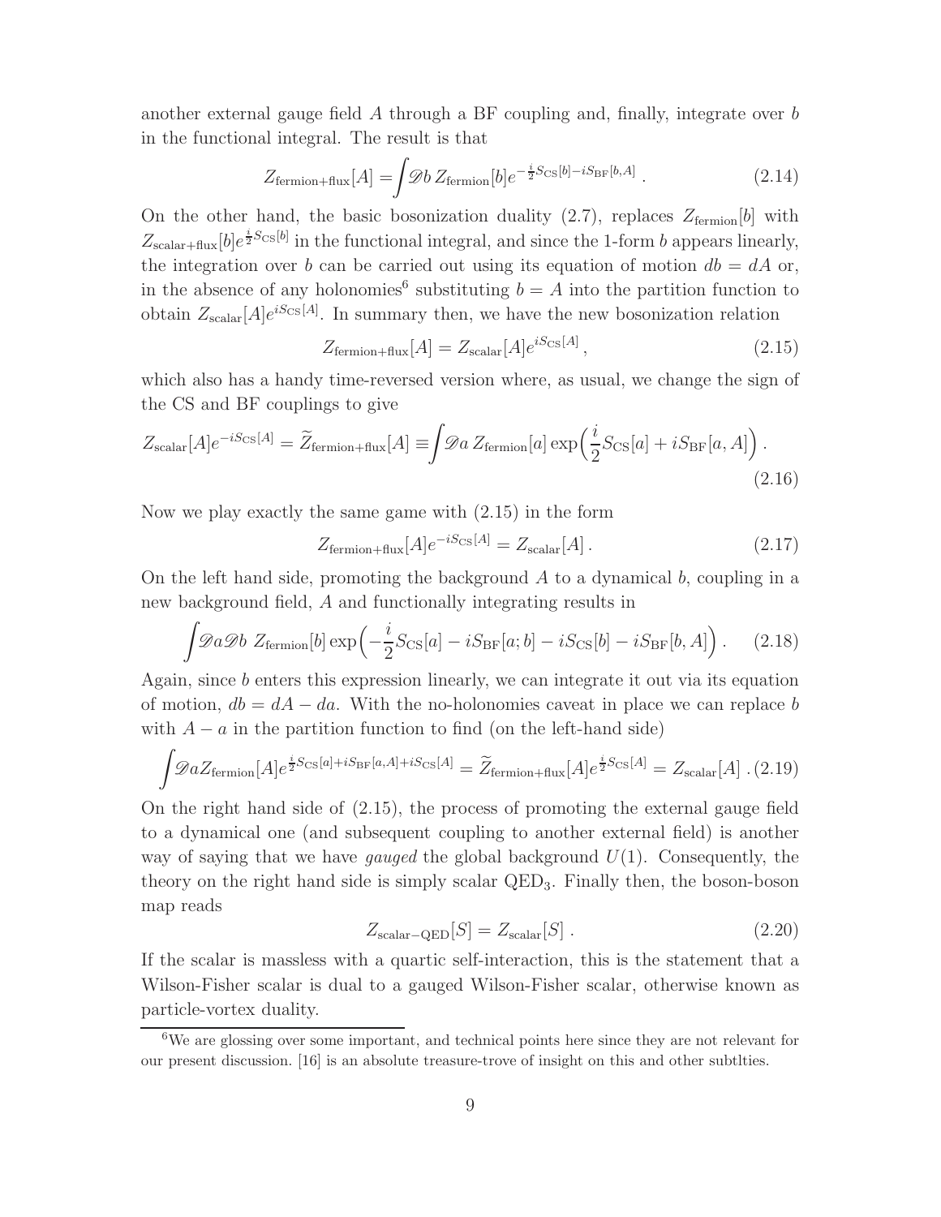another external gauge field $A$ through a BF coupling and, finally, integrate over $b$ in the functional integral. The result is that

$$Z_{\rm fermion+flux}[A] = \int \mathscr{D}b \, Z_{\rm fermion}[b] e^{-\frac{i}{2}S_{\rm CS}[b] - iS_{\rm BF}[b,A]} \, . \tag{2.14}$$

On the other hand, the basic bosonization duality (2.7), replaces $Z_{\rm fermion}[b]$ with $Z_{\rm scalar+flux}[b]e^{\frac{i}{2}S_{\rm CS}[b]}$ in the functional integral, and since the 1-form $b$ appears linearly, the integration over $b$ can be carried out using its equation of motion $db = dA$ or, in the absence of any holonomies[6] substituting $b = A$ into the partition function to obtain $Z_{\rm scalar}[A]e^{iS_{\rm CS}[A]}$. In summary then, we have the new bosonization relation

$$Z_{\rm fermion+flux}[A] = Z_{\rm scalar}[A]e^{iS_{\rm CS}[A]} \, , \tag{2.15}$$

which also has a handy time-reversed version where, as usual, we change the sign of the CS and BF couplings to give

$$Z_{\rm scalar}[A]e^{-iS_{\rm CS}[A]} = \widetilde{Z}_{\rm fermion+flux}[A] \equiv \int \mathscr{D}a \, Z_{\rm fermion}[a] \exp\Big(\frac{i}{2}S_{\rm CS}[a] + iS_{\rm BF}[a,A]\Big) \, . \tag{2.16}$$

Now we play exactly the same game with (2.15) in the form

$$Z_{\rm fermion+flux}[A]e^{-iS_{\rm CS}[A]} = Z_{\rm scalar}[A] \, . \tag{2.17}$$

On the left hand side, promoting the background $A$ to a dynamical $b$, coupling in a new background field, $A$ and functionally integrating results in

$$\int \mathscr{D}a\mathscr{D}b \; Z_{\rm fermion}[b] \exp\Big(-\frac{i}{2}S_{\rm CS}[a] - iS_{\rm BF}[a;b] - iS_{\rm CS}[b] - iS_{\rm BF}[b,A]\Big) \, . \tag{2.18}$$

Again, since $b$ enters this expression linearly, we can integrate it out via its equation of motion, $db = dA - da$. With the no-holonomies caveat in place we can replace $b$ with $A - a$ in the partition function to find (on the left-hand side)

$$\int \mathscr{D}a Z_{\rm fermion}[A] e^{\frac{i}{2}S_{\rm CS}[a] + iS_{\rm BF}[a,A] + iS_{\rm CS}[A]} = \widetilde{Z}_{\rm fermion+flux}[A]e^{\frac{i}{2}S_{\rm CS}[A]} = Z_{\rm scalar}[A] \, . \tag{2.19}$$

On the right hand side of (2.15), the process of promoting the external gauge field to a dynamical one (and subsequent coupling to another external field) is another way of saying that we have *gauged* the global background $U(1)$. Consequently, the theory on the right hand side is simply scalar QED$_3$. Finally then, the boson-boson map reads

$$Z_{\rm scalar-QED}[S] = Z_{\rm scalar}[S] \, . \tag{2.20}$$

If the scalar is massless with a quartic self-interaction, this is the statement that a Wilson-Fisher scalar is dual to a gauged Wilson-Fisher scalar, otherwise known as particle-vortex duality.

[6] We are glossing over some important, and technical points here since they are not relevant for our present discussion. [16] is an absolute treasure-trove of insight on this and other subtltles.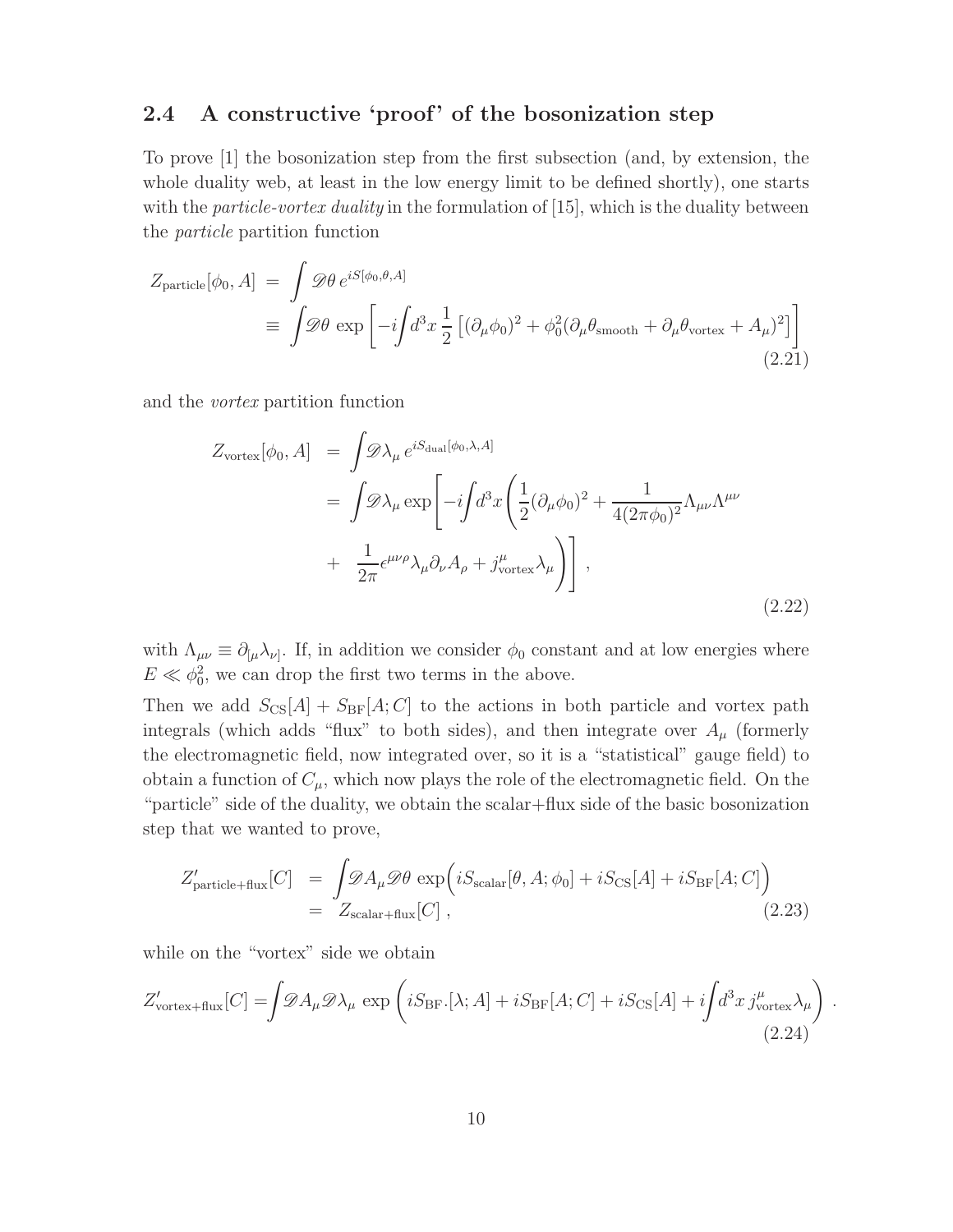### 2.4 A constructive 'proof' of the bosonization step

To prove [1] the bosonization step from the first subsection (and, by extension, the whole duality web, at least in the low energy limit to be defined shortly), one starts with the *particle-vortex duality* in the formulation of [15], which is the duality between the *particle* partition function

$$
\begin{aligned}
Z_{\rm particle}[\phi_0, A] &= \int \mathscr{D}\theta \, e^{iS[\phi_0,\theta,A]} \\
&\equiv \int \mathscr{D}\theta \, \exp\left[-i\int d^3x \, \frac{1}{2}\left[(\partial_\mu\phi_0)^2 + \phi_0^2(\partial_\mu\theta_{\rm smooth} + \partial_\mu\theta_{\rm vortex} + A_\mu)^2\right]\right]
\end{aligned}
\tag{2.21}
$$

and the *vortex* partition function

$$
\begin{aligned}
Z_{\rm vortex}[\phi_0, A] &= \int \mathscr{D}\lambda_\mu \, e^{iS_{\rm dual}[\phi_0,\lambda,A]} \\
&= \int \mathscr{D}\lambda_\mu \exp\Bigg[-i\int d^3x \Bigg(\frac{1}{2}(\partial_\mu\phi_0)^2 + \frac{1}{4(2\pi\phi_0)^2}\Lambda_{\mu\nu}\Lambda^{\mu\nu} \\
&\quad + \frac{1}{2\pi}\epsilon^{\mu\nu\rho}\lambda_\mu\partial_\nu A_\rho + j^\mu_{\rm vortex}\lambda_\mu\Bigg)\Bigg] \,,
\end{aligned}
\tag{2.22}
$$

with $\Lambda_{\mu\nu} \equiv \partial_{[\mu}\lambda_{\nu]}$. If, in addition we consider $\phi_0$ constant and at low energies where $E \ll \phi_0^2$, we can drop the first two terms in the above.

Then we add $S_{\rm CS}[A] + S_{\rm BF}[A;C]$ to the actions in both particle and vortex path integrals (which adds "flux" to both sides), and then integrate over $A_\mu$ (formerly the electromagnetic field, now integrated over, so it is a "statistical" gauge field) to obtain a function of $C_\mu$, which now plays the role of the electromagnetic field. On the "particle" side of the duality, we obtain the scalar+flux side of the basic bosonization step that we wanted to prove,

$$
\begin{aligned}
Z'_{\rm particle+flux}[C] &= \int \mathscr{D}A_\mu \mathscr{D}\theta \, \exp\Big(iS_{\rm scalar}[\theta, A;\phi_0] + iS_{\rm CS}[A] + iS_{\rm BF}[A;C]\Big) \\
&= Z_{\rm scalar+flux}[C] \,,
\end{aligned}
\tag{2.23}
$$

while on the "vortex" side we obtain

$$
Z'_{\rm vortex+flux}[C] = \int \mathscr{D}A_\mu \mathscr{D}\lambda_\mu \, \exp\left(iS_{\rm BF}.[\lambda; A] + iS_{\rm BF}[A;C] + iS_{\rm CS}[A] + i\int d^3x \, j^\mu_{\rm vortex}\lambda_\mu\right) \,.
\tag{2.24}
$$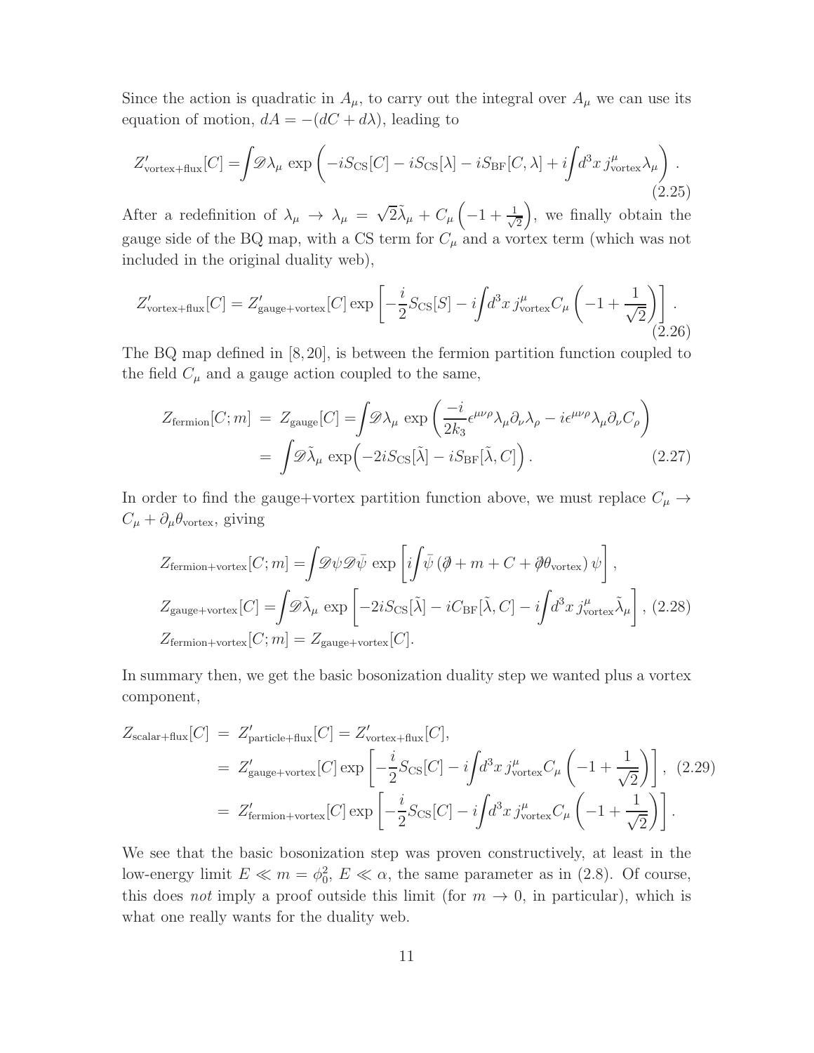Since the action is quadratic in $A_\mu$, to carry out the integral over $A_\mu$ we can use its equation of motion, $dA = -(dC + d\lambda)$, leading to

$$Z'_{\rm vortex+flux}[C] = \int \mathscr{D}\lambda_\mu \, \exp\left(-iS_{\rm CS}[C] - iS_{\rm CS}[\lambda] - iS_{\rm BF}[C,\lambda] + i\int d^3x\, j^\mu_{\rm vortex}\lambda_\mu\right). \tag{2.25}$$

After a redefinition of $\lambda_\mu \to \lambda_\mu = \sqrt{2}\tilde{\lambda}_\mu + C_\mu\left(-1 + \frac{1}{\sqrt{2}}\right)$, we finally obtain the gauge side of the BQ map, with a CS term for $C_\mu$ and a vortex term (which was not included in the original duality web),

$$Z'_{\rm vortex+flux}[C] = Z'_{\rm gauge+vortex}[C] \exp\left[-\frac{i}{2}S_{\rm CS}[S] - i\int d^3x\, j^\mu_{\rm vortex} C_\mu\left(-1 + \frac{1}{\sqrt{2}}\right)\right]. \tag{2.26}$$

The BQ map defined in [8, 20], is between the fermion partition function coupled to the field $C_\mu$ and a gauge action coupled to the same,

$$\begin{aligned} Z_{\rm fermion}[C;m] &= Z_{\rm gauge}[C] = \int \mathscr{D}\lambda_\mu \, \exp\left(\frac{-i}{2k_3}\epsilon^{\mu\nu\rho}\lambda_\mu\partial_\nu\lambda_\rho - i\epsilon^{\mu\nu\rho}\lambda_\mu\partial_\nu C_\rho\right) \\ &= \int \mathscr{D}\tilde{\lambda}_\mu \, \exp\Big(-2iS_{\rm CS}[\tilde{\lambda}] - iS_{\rm BF}[\tilde{\lambda}, C]\Big). \end{aligned} \tag{2.27}$$

In order to find the gauge+vortex partition function above, we must replace $C_\mu \to C_\mu + \partial_\mu\theta_{\rm vortex}$, giving

$$\begin{aligned} Z_{\rm fermion+vortex}[C;m] &= \int \mathscr{D}\psi\mathscr{D}\bar{\psi} \, \exp\left[i\int \bar{\psi}\left(\partial\!\!\!/ + m + C + \partial\!\!\!/\theta_{\rm vortex}\right)\psi\right], \\ Z_{\rm gauge+vortex}[C] &= \int \mathscr{D}\tilde{\lambda}_\mu \, \exp\left[-2iS_{\rm CS}[\tilde{\lambda}] - iC_{\rm BF}[\tilde{\lambda}, C] - i\int d^3x\, j^\mu_{\rm vortex}\tilde{\lambda}_\mu\right], \\ Z_{\rm fermion+vortex}[C;m] &= Z_{\rm gauge+vortex}[C]. \end{aligned} \tag{2.28}$$

In summary then, we get the basic bosonization duality step we wanted plus a vortex component,

$$\begin{aligned} Z_{\rm scalar+flux}[C] &= Z'_{\rm particle+flux}[C] = Z'_{\rm vortex+flux}[C], \\ &= Z'_{\rm gauge+vortex}[C] \exp\left[-\frac{i}{2}S_{\rm CS}[C] - i\int d^3x\, j^\mu_{\rm vortex}C_\mu\left(-1 + \frac{1}{\sqrt{2}}\right)\right], \\ &= Z'_{\rm fermion+vortex}[C] \exp\left[-\frac{i}{2}S_{\rm CS}[C] - i\int d^3x\, j^\mu_{\rm vortex}C_\mu\left(-1 + \frac{1}{\sqrt{2}}\right)\right]. \end{aligned} \tag{2.29}$$

We see that the basic bosonization step was proven constructively, at least in the low-energy limit $E \ll m = \phi_0^2$, $E \ll \alpha$, the same parameter as in (2.8). Of course, this does *not* imply a proof outside this limit (for $m \to 0$, in particular), which is what one really wants for the duality web.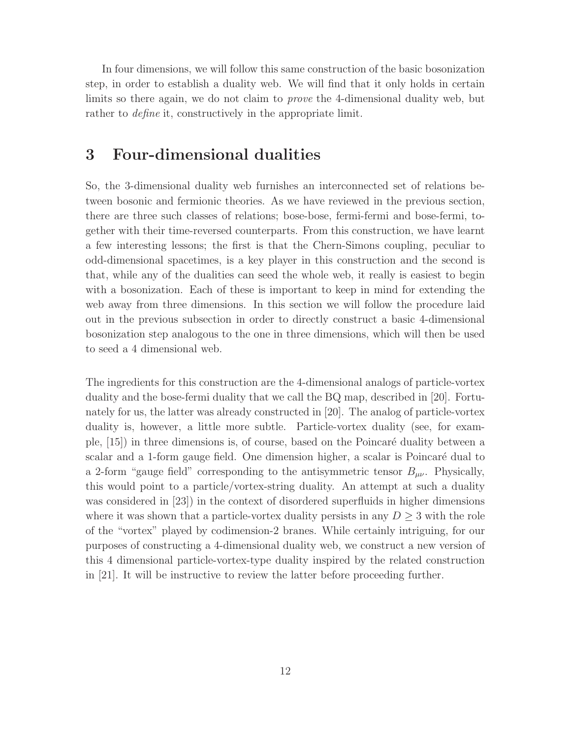In four dimensions, we will follow this same construction of the basic bosonization step, in order to establish a duality web. We will find that it only holds in certain limits so there again, we do not claim to *prove* the 4-dimensional duality web, but rather to *define* it, constructively in the appropriate limit.

# 3 Four-dimensional dualities

So, the 3-dimensional duality web furnishes an interconnected set of relations between bosonic and fermionic theories. As we have reviewed in the previous section, there are three such classes of relations; bose-bose, fermi-fermi and bose-fermi, together with their time-reversed counterparts. From this construction, we have learnt a few interesting lessons; the first is that the Chern-Simons coupling, peculiar to odd-dimensional spacetimes, is a key player in this construction and the second is that, while any of the dualities can seed the whole web, it really is easiest to begin with a bosonization. Each of these is important to keep in mind for extending the web away from three dimensions. In this section we will follow the procedure laid out in the previous subsection in order to directly construct a basic 4-dimensional bosonization step analogous to the one in three dimensions, which will then be used to seed a 4 dimensional web.

The ingredients for this construction are the 4-dimensional analogs of particle-vortex duality and the bose-fermi duality that we call the BQ map, described in [20]. Fortunately for us, the latter was already constructed in [20]. The analog of particle-vortex duality is, however, a little more subtle. Particle-vortex duality (see, for example, [15]) in three dimensions is, of course, based on the Poincaré duality between a scalar and a 1-form gauge field. One dimension higher, a scalar is Poincaré dual to a 2-form "gauge field" corresponding to the antisymmetric tensor $B_{\mu\nu}$. Physically, this would point to a particle/vortex-string duality. An attempt at such a duality was considered in [23]) in the context of disordered superfluids in higher dimensions where it was shown that a particle-vortex duality persists in any $D \geq 3$ with the role of the "vortex" played by codimension-2 branes. While certainly intriguing, for our purposes of constructing a 4-dimensional duality web, we construct a new version of this 4 dimensional particle-vortex-type duality inspired by the related construction in [21]. It will be instructive to review the latter before proceeding further.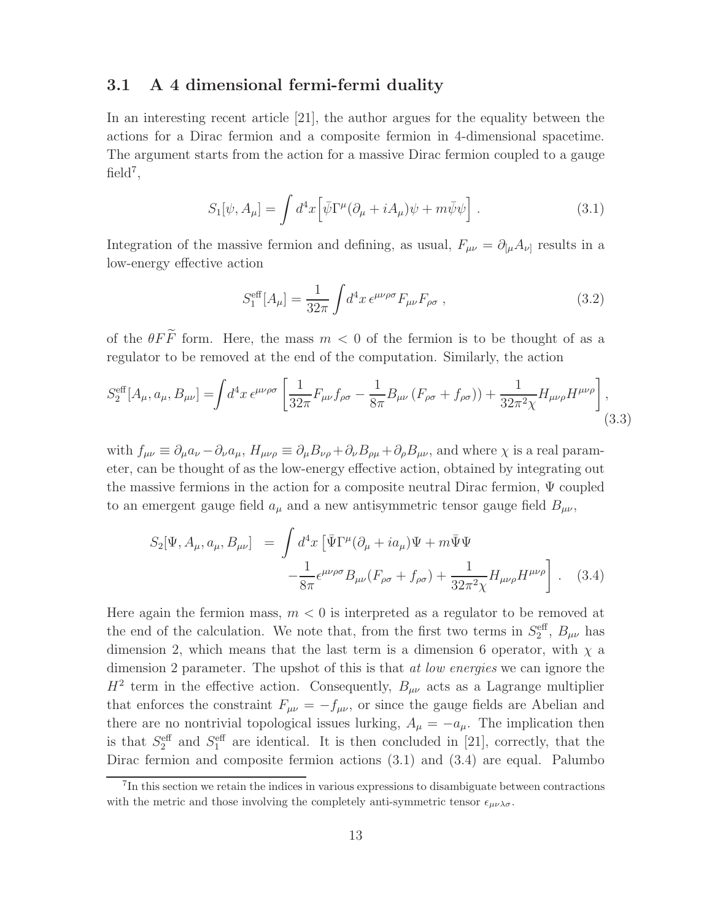### 3.1 A 4 dimensional fermi-fermi duality

In an interesting recent article [21], the author argues for the equality between the actions for a Dirac fermion and a composite fermion in 4-dimensional spacetime. The argument starts from the action for a massive Dirac fermion coupled to a gauge field[7],

$$S_1[\psi, A_\mu] = \int d^4x \Big[\bar{\psi}\Gamma^\mu(\partial_\mu + iA_\mu)\psi + m\bar{\psi}\psi\Big] \,. \tag{3.1}$$

Integration of the massive fermion and defining, as usual, $F_{\mu\nu} = \partial_{[\mu}A_{\nu]}$ results in a low-energy effective action

$$S_1^{\rm eff}[A_\mu] = \frac{1}{32\pi}\int d^4x \, \epsilon^{\mu\nu\rho\sigma}F_{\mu\nu}F_{\rho\sigma} \,, \tag{3.2}$$

of the $\theta F\widetilde{F}$ form. Here, the mass $m < 0$ of the fermion is to be thought of as a regulator to be removed at the end of the computation. Similarly, the action

$$S_2^{\rm eff}[A_\mu, a_\mu, B_{\mu\nu}] = \int d^4x \, \epsilon^{\mu\nu\rho\sigma}\left[\frac{1}{32\pi}F_{\mu\nu}f_{\rho\sigma} - \frac{1}{8\pi}B_{\mu\nu}\left(F_{\rho\sigma} + f_{\rho\sigma}\right)\right) + \frac{1}{32\pi^2\chi}H_{\mu\nu\rho}H^{\mu\nu\rho}\right], \tag{3.3}$$

with $f_{\mu\nu} \equiv \partial_\mu a_\nu - \partial_\nu a_\mu$, $H_{\mu\nu\rho} \equiv \partial_\mu B_{\nu\rho} + \partial_\nu B_{\rho\mu} + \partial_\rho B_{\mu\nu}$, and where $\chi$ is a real parameter, can be thought of as the low-energy effective action, obtained by integrating out the massive fermions in the action for a composite neutral Dirac fermion, $\Psi$ coupled to an emergent gauge field $a_\mu$ and a new antisymmetric tensor gauge field $B_{\mu\nu}$,

$$\begin{aligned} S_2[\Psi, A_\mu, a_\mu, B_{\mu\nu}] &= \int d^4x \left[\bar{\Psi}\Gamma^\mu(\partial_\mu + ia_\mu)\Psi + m\bar{\Psi}\Psi \right. \\ &\quad \left. - \frac{1}{8\pi}\epsilon^{\mu\nu\rho\sigma}B_{\mu\nu}(F_{\rho\sigma} + f_{\rho\sigma}) + \frac{1}{32\pi^2\chi}H_{\mu\nu\rho}H^{\mu\nu\rho}\right] . \end{aligned} \tag{3.4}$$

Here again the fermion mass, $m < 0$ is interpreted as a regulator to be removed at the end of the calculation. We note that, from the first two terms in $S_2^{\rm eff}$, $B_{\mu\nu}$ has dimension 2, which means that the last term is a dimension 6 operator, with $\chi$ a dimension 2 parameter. The upshot of this is that *at low energies* we can ignore the $H^2$ term in the effective action. Consequently, $B_{\mu\nu}$ acts as a Lagrange multiplier that enforces the constraint $F_{\mu\nu} = -f_{\mu\nu}$, or since the gauge fields are Abelian and there are no nontrivial topological issues lurking, $A_\mu = -a_\mu$. The implication then is that $S_2^{\rm eff}$ and $S_1^{\rm eff}$ are identical. It is then concluded in [21], correctly, that the Dirac fermion and composite fermion actions (3.1) and (3.4) are equal. Palumbo

[7] In this section we retain the indices in various expressions to disambiguate between contractions with the metric and those involving the completely anti-symmetric tensor $\epsilon_{\mu\nu\lambda\sigma}$.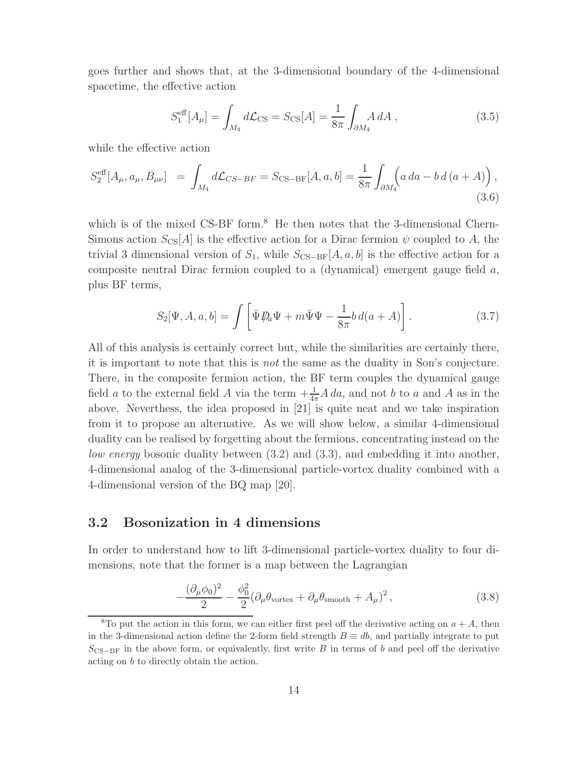goes further and shows that, at the 3-dimensional boundary of the 4-dimensional spacetime, the effective action

$$S_1^{\rm eff}[A_\mu] = \int_{M_4} d\mathcal{L}_{\rm CS} = S_{\rm CS}[A] = \frac{1}{8\pi}\int_{\partial M_4} A\, dA\,, \tag{3.5}$$

while the effective action

$$S_2^{\rm eff}[A_\mu, a_\mu, B_{\mu\nu}] \;=\; \int_{M_4} d\mathcal{L}_{CS-BF} = S_{\rm CS-BF}[A,a,b] = \frac{1}{8\pi}\int_{\partial M_4}\Big(a\, da - b\, d\,(a+A)\Big)\,, \tag{3.6}$$

which is of the mixed CS-BF form.[8] He then notes that the 3-dimensional Chern-Simons action $S_{\rm CS}[A]$ is the effective action for a Dirac fermion $\psi$ coupled to $A$, the trivial 3 dimensional version of $S_1$, while $S_{\rm CS-BF}[A,a,b]$ is the effective action for a composite neutral Dirac fermion coupled to a (dynamical) emergent gauge field $a$, plus BF terms,

$$S_2[\Psi, A, a, b] = \int\left[\bar\Psi \not{D}_a \Psi + m\bar\Psi\Psi - \frac{1}{8\pi} b\, d(a+A)\right]. \tag{3.7}$$

All of this analysis is certainly correct but, while the similarities are certainly there, it is important to note that this is *not* the same as the duality in Son's conjecture. There, in the composite fermion action, the BF term couples the dynamical gauge field $a$ to the external field $A$ via the term $+\frac{1}{4\pi}A\, da$, and not $b$ to $a$ and $A$ as in the above. Neverthess, the idea proposed in [21] is quite neat and we take inspiration from it to propose an alternative. As we will show below, a similar 4-dimensional duality can be realised by forgetting about the fermions, concentrating instead on the *low energy* bosonic duality between (3.2) and (3.3), and embedding it into another, 4-dimensional analog of the 3-dimensional particle-vortex duality combined with a 4-dimensional version of the BQ map [20].

## 3.2 Bosonization in 4 dimensions

In order to understand how to lift 3-dimensional particle-vortex duality to four dimensions, note that the former is a map between the Lagrangian

$$-\frac{(\partial_\mu\phi_0)^2}{2} - \frac{\phi_0^2}{2}(\partial_\mu\theta_{\rm vortex} + \partial_\mu\theta_{\rm smooth} + A_\mu)^2\,, \tag{3.8}$$

[8] To put the action in this form, we can either first peel off the derivative acting on $a+A$, then in the 3-dimensional action define the 2-form field strength $B \equiv db$, and partially integrate to put $S_{\rm CS-BF}$ in the above form, or equivalently, first write $B$ in terms of $b$ and peel off the derivative acting on $b$ to directly obtain the action.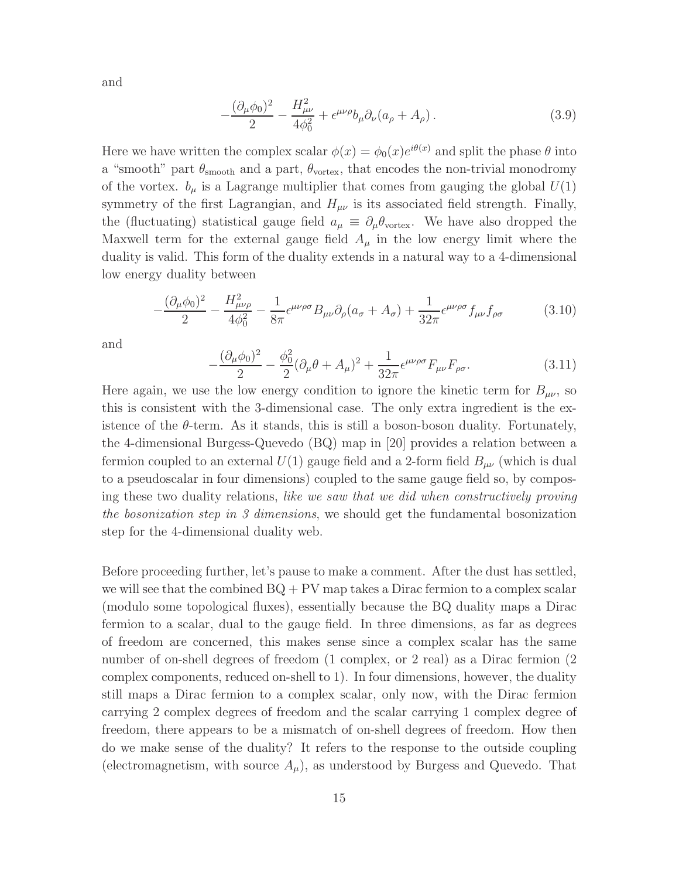and

$$-\frac{(\partial_\mu \phi_0)^2}{2} - \frac{H_{\mu\nu}^2}{4\phi_0^2} + \epsilon^{\mu\nu\rho} b_\mu \partial_\nu (a_\rho + A_\rho) \,. \tag{3.9}$$

Here we have written the complex scalar $\phi(x) = \phi_0(x) e^{i\theta(x)}$ and split the phase $\theta$ into a "smooth" part $\theta_{\text{smooth}}$ and a part, $\theta_{\text{vortex}}$, that encodes the non-trivial monodromy of the vortex. $b_\mu$ is a Lagrange multiplier that comes from gauging the global $U(1)$ symmetry of the first Lagrangian, and $H_{\mu\nu}$ is its associated field strength. Finally, the (fluctuating) statistical gauge field $a_\mu \equiv \partial_\mu \theta_{\text{vortex}}$. We have also dropped the Maxwell term for the external gauge field $A_\mu$ in the low energy limit where the duality is valid. This form of the duality extends in a natural way to a 4-dimensional low energy duality between

$$-\frac{(\partial_\mu \phi_0)^2}{2} - \frac{H_{\mu\nu\rho}^2}{4\phi_0^2} - \frac{1}{8\pi}\epsilon^{\mu\nu\rho\sigma} B_{\mu\nu} \partial_\rho (a_\sigma + A_\sigma) + \frac{1}{32\pi}\epsilon^{\mu\nu\rho\sigma} f_{\mu\nu} f_{\rho\sigma} \tag{3.10}$$

and

$$-\frac{(\partial_\mu \phi_0)^2}{2} - \frac{\phi_0^2}{2}(\partial_\mu \theta + A_\mu)^2 + \frac{1}{32\pi}\epsilon^{\mu\nu\rho\sigma} F_{\mu\nu} F_{\rho\sigma}. \tag{3.11}$$

Here again, we use the low energy condition to ignore the kinetic term for $B_{\mu\nu}$, so this is consistent with the 3-dimensional case. The only extra ingredient is the existence of the $\theta$-term. As it stands, this is still a boson-boson duality. Fortunately, the 4-dimensional Burgess-Quevedo (BQ) map in [20] provides a relation between a fermion coupled to an external $U(1)$ gauge field and a 2-form field $B_{\mu\nu}$ (which is dual to a pseudoscalar in four dimensions) coupled to the same gauge field so, by composing these two duality relations, *like we saw that we did when constructively proving the bosonization step in 3 dimensions*, we should get the fundamental bosonization step for the 4-dimensional duality web.

Before proceeding further, let's pause to make a comment. After the dust has settled, we will see that the combined BQ + PV map takes a Dirac fermion to a complex scalar (modulo some topological fluxes), essentially because the BQ duality maps a Dirac fermion to a scalar, dual to the gauge field. In three dimensions, as far as degrees of freedom are concerned, this makes sense since a complex scalar has the same number of on-shell degrees of freedom (1 complex, or 2 real) as a Dirac fermion (2 complex components, reduced on-shell to 1). In four dimensions, however, the duality still maps a Dirac fermion to a complex scalar, only now, with the Dirac fermion carrying 2 complex degrees of freedom and the scalar carrying 1 complex degree of freedom, there appears to be a mismatch of on-shell degrees of freedom. How then do we make sense of the duality? It refers to the response to the outside coupling (electromagnetism, with source $A_\mu$), as understood by Burgess and Quevedo. That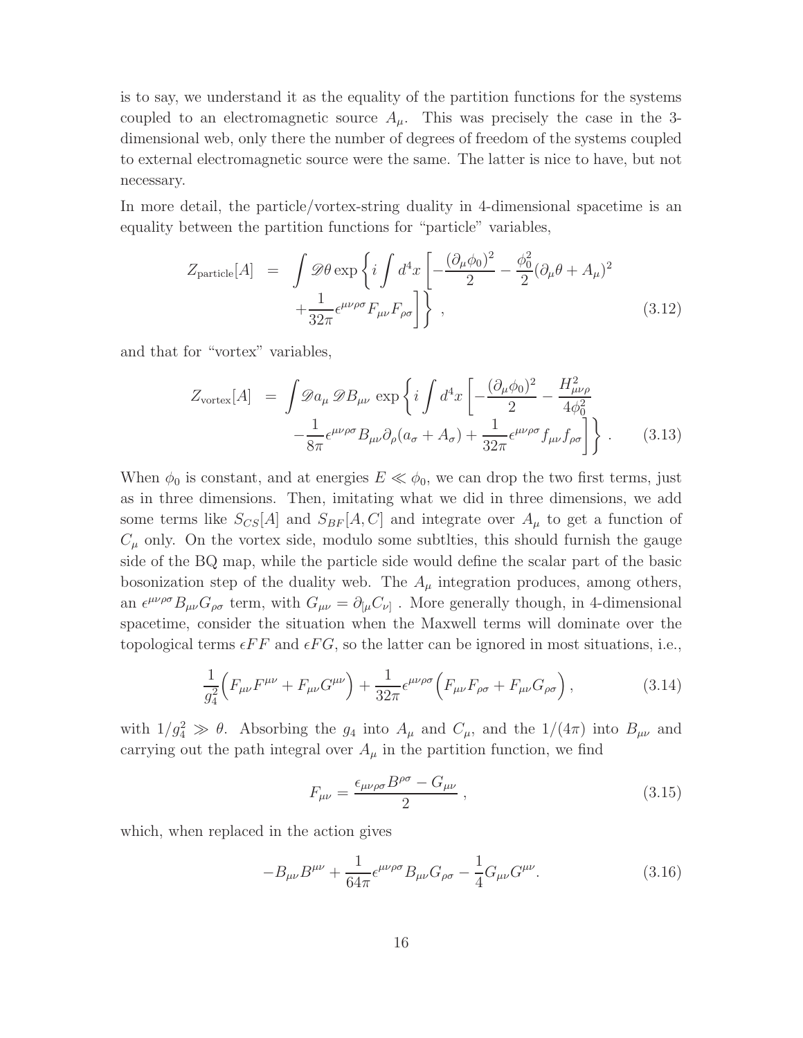is to say, we understand it as the equality of the partition functions for the systems coupled to an electromagnetic source $A_\mu$. This was precisely the case in the 3-dimensional web, only there the number of degrees of freedom of the systems coupled to external electromagnetic source were the same. The latter is nice to have, but not necessary.

In more detail, the particle/vortex-string duality in 4-dimensional spacetime is an equality between the partition functions for "particle" variables,

$$
\begin{aligned}
Z_{\text{particle}}[A] \;&=\; \int \mathscr{D}\theta \exp\left\{ i \int d^4x \left[ -\frac{(\partial_\mu \phi_0)^2}{2} - \frac{\phi_0^2}{2}(\partial_\mu \theta + A_\mu)^2 \right.\right. \\
&\quad \left.\left. + \frac{1}{32\pi}\epsilon^{\mu\nu\rho\sigma} F_{\mu\nu}F_{\rho\sigma} \right] \right\} , \qquad (3.12)
\end{aligned}
$$

and that for "vortex" variables,

$$
\begin{aligned}
Z_{\text{vortex}}[A] \;&=\; \int \mathscr{D}a_\mu \, \mathscr{D}B_{\mu\nu} \, \exp\left\{ i \int d^4x \left[ -\frac{(\partial_\mu \phi_0)^2}{2} - \frac{H_{\mu\nu\rho}^2}{4\phi_0^2} \right.\right. \\
&\quad \left.\left. - \frac{1}{8\pi}\epsilon^{\mu\nu\rho\sigma} B_{\mu\nu}\partial_\rho (a_\sigma + A_\sigma) + \frac{1}{32\pi}\epsilon^{\mu\nu\rho\sigma} f_{\mu\nu} f_{\rho\sigma} \right] \right\} . \qquad (3.13)
\end{aligned}
$$

When $\phi_0$ is constant, and at energies $E \ll \phi_0$, we can drop the two first terms, just as in three dimensions. Then, imitating what we did in three dimensions, we add some terms like $S_{CS}[A]$ and $S_{BF}[A, C]$ and integrate over $A_\mu$ to get a function of $C_\mu$ only. On the vortex side, modulo some subtlties, this should furnish the gauge side of the BQ map, while the particle side would define the scalar part of the basic bosonization step of the duality web. The $A_\mu$ integration produces, among others, an $\epsilon^{\mu\nu\rho\sigma} B_{\mu\nu} G_{\rho\sigma}$ term, with $G_{\mu\nu} = \partial_{[\mu} C_{\nu]}$ . More generally though, in 4-dimensional spacetime, consider the situation when the Maxwell terms will dominate over the topological terms $\epsilon FF$ and $\epsilon FG$, so the latter can be ignored in most situations, i.e.,

$$
\frac{1}{g_4^2}\Big( F_{\mu\nu}F^{\mu\nu} + F_{\mu\nu}G^{\mu\nu} \Big) + \frac{1}{32\pi}\epsilon^{\mu\nu\rho\sigma}\Big( F_{\mu\nu}F_{\rho\sigma} + F_{\mu\nu}G_{\rho\sigma} \Big) , \qquad (3.14)
$$

with $1/g_4^2 \gg \theta$. Absorbing the $g_4$ into $A_\mu$ and $C_\mu$, and the $1/(4\pi)$ into $B_{\mu\nu}$ and carrying out the path integral over $A_\mu$ in the partition function, we find

$$
F_{\mu\nu} = \frac{\epsilon_{\mu\nu\rho\sigma} B^{\rho\sigma} - G_{\mu\nu}}{2} , \qquad (3.15)
$$

which, when replaced in the action gives

$$
-B_{\mu\nu}B^{\mu\nu} + \frac{1}{64\pi}\epsilon^{\mu\nu\rho\sigma} B_{\mu\nu}G_{\rho\sigma} - \frac{1}{4} G_{\mu\nu}G^{\mu\nu} . \qquad (3.16)
$$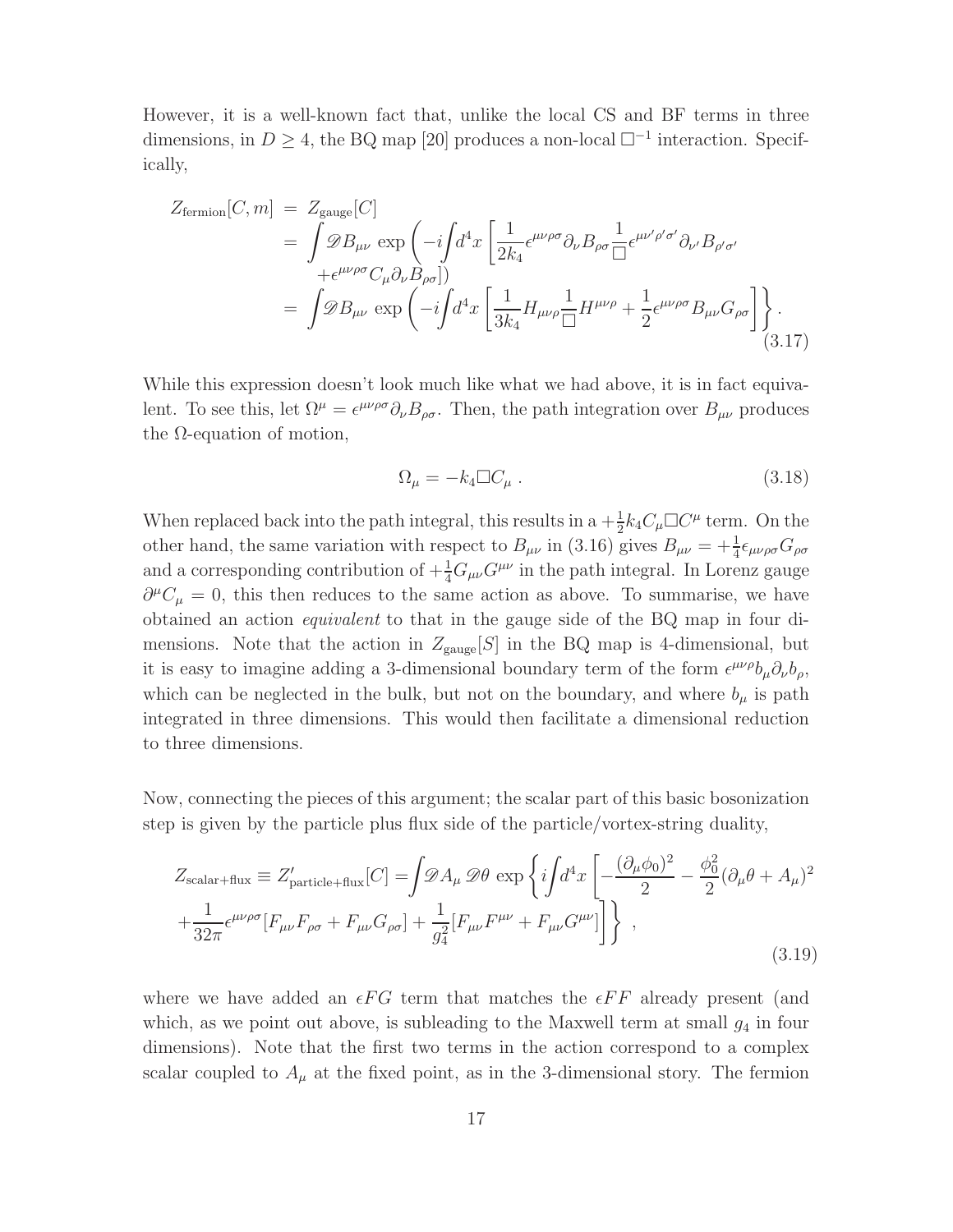However, it is a well-known fact that, unlike the local CS and BF terms in three dimensions, in $D \geq 4$, the BQ map [20] produces a non-local $\Box^{-1}$ interaction. Specifically,

$$
\begin{aligned}
Z_{\text{fermion}}[C, m] &= Z_{\text{gauge}}[C] \\
&= \int \mathscr{D}B_{\mu\nu} \, \exp\left(-i\int d^4x \left[\frac{1}{2k_4}\epsilon^{\mu\nu\rho\sigma}\partial_\nu B_{\rho\sigma}\frac{1}{\Box}\epsilon^{\mu\nu'\rho'\sigma'}\partial_{\nu'}B_{\rho'\sigma'} \right.\right. \\
&\quad \left.\left. +\epsilon^{\mu\nu\rho\sigma}C_\mu\partial_\nu B_{\rho\sigma}\right]\right) \\
&= \int \mathscr{D}B_{\mu\nu} \, \exp\left(-i\int d^4x \left[\frac{1}{3k_4}H_{\mu\nu\rho}\frac{1}{\Box}H^{\mu\nu\rho} + \frac{1}{2}\epsilon^{\mu\nu\rho\sigma}B_{\mu\nu}G_{\rho\sigma}\right]\right\} .
\end{aligned} \tag{3.17}
$$

While this expression doesn't look much like what we had above, it is in fact equivalent. To see this, let $\Omega^\mu = \epsilon^{\mu\nu\rho\sigma}\partial_\nu B_{\rho\sigma}$. Then, the path integration over $B_{\mu\nu}$ produces the $\Omega$-equation of motion,

$$
\Omega_\mu = -k_4 \Box C_\mu \, . \tag{3.18}
$$

When replaced back into the path integral, this results in a $+\frac{1}{2}k_4 C_\mu \Box C^\mu$ term. On the other hand, the same variation with respect to $B_{\mu\nu}$ in (3.16) gives $B_{\mu\nu} = +\frac{1}{4}\epsilon_{\mu\nu\rho\sigma}G_{\rho\sigma}$ and a corresponding contribution of $+\frac{1}{4}G_{\mu\nu}G^{\mu\nu}$ in the path integral. In Lorenz gauge $\partial^\mu C_\mu = 0$, this then reduces to the same action as above. To summarise, we have obtained an action *equivalent* to that in the gauge side of the BQ map in four dimensions. Note that the action in $Z_{\text{gauge}}[S]$ in the BQ map is 4-dimensional, but it is easy to imagine adding a 3-dimensional boundary term of the form $\epsilon^{\mu\nu\rho}b_\mu\partial_\nu b_\rho$, which can be neglected in the bulk, but not on the boundary, and where $b_\mu$ is path integrated in three dimensions. This would then facilitate a dimensional reduction to three dimensions.

Now, connecting the pieces of this argument; the scalar part of this basic bosonization step is given by the particle plus flux side of the particle/vortex-string duality,

$$
\begin{aligned}
Z_{\text{scalar+flux}} \equiv Z'_{\text{particle+flux}}[C] = &\int \mathscr{D}A_\mu \, \mathscr{D}\theta \, \exp\left\{ i\int d^4x \left[ -\frac{(\partial_\mu\phi_0)^2}{2} - \frac{\phi_0^2}{2}(\partial_\mu\theta + A_\mu)^2 \right.\right. \\
&\left.\left. +\frac{1}{32\pi}\epsilon^{\mu\nu\rho\sigma}[F_{\mu\nu}F_{\rho\sigma} + F_{\mu\nu}G_{\rho\sigma}] + \frac{1}{g_4^2}[F_{\mu\nu}F^{\mu\nu} + F_{\mu\nu}G^{\mu\nu}] \right] \right\} ,
\end{aligned} \tag{3.19}
$$

where we have added an $\epsilon FG$ term that matches the $\epsilon FF$ already present (and which, as we point out above, is subleading to the Maxwell term at small $g_4$ in four dimensions). Note that the first two terms in the action correspond to a complex scalar coupled to $A_\mu$ at the fixed point, as in the 3-dimensional story. The fermion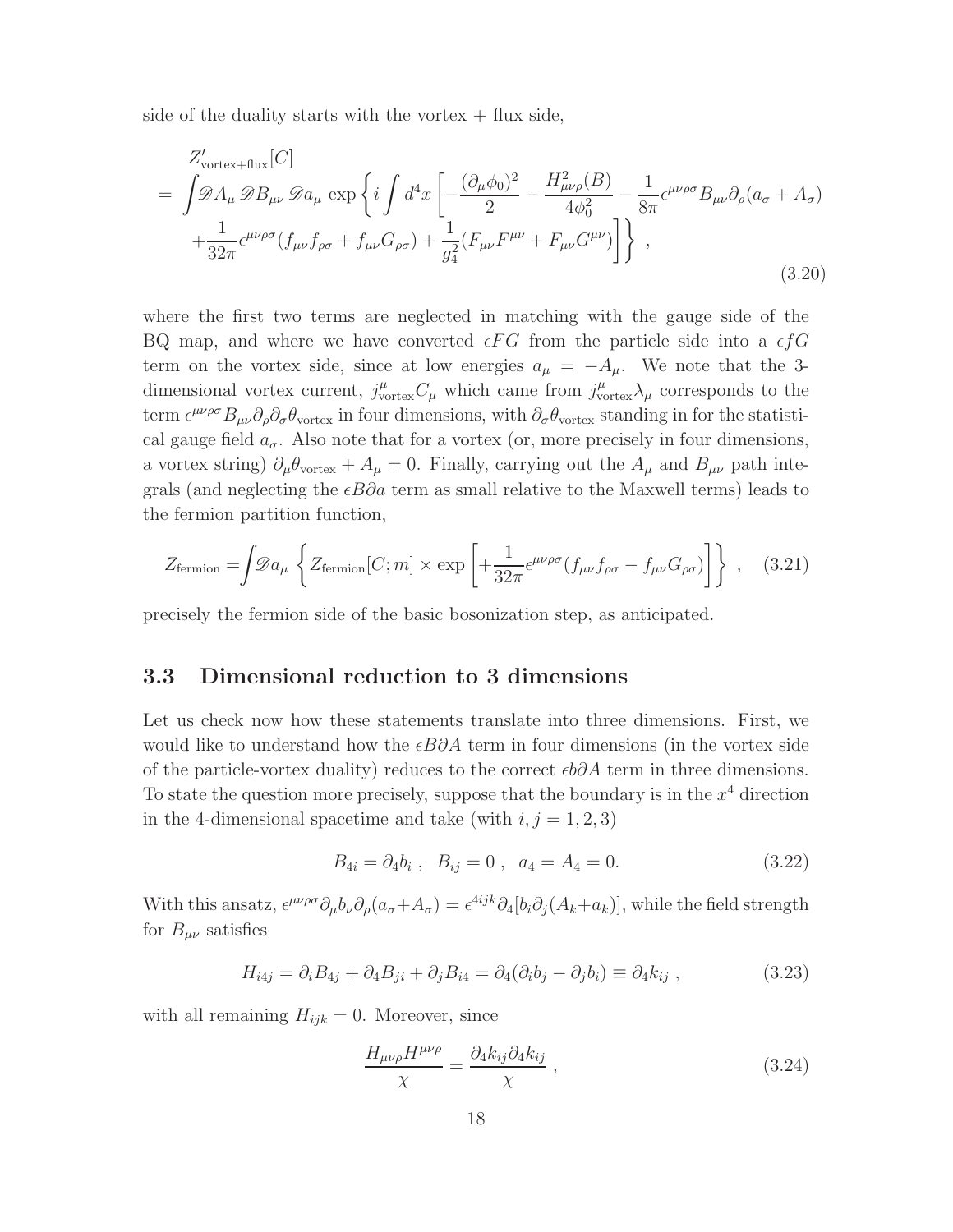side of the duality starts with the vortex + flux side,

$$
\begin{aligned}
& Z'_{\text{vortex+flux}}[C] \\
= & \int \mathscr{D}A_\mu \, \mathscr{D}B_{\mu\nu} \, \mathscr{D}a_\mu \, \exp\left\{ i \int d^4x \left[ -\frac{(\partial_\mu \phi_0)^2}{2} - \frac{H^2_{\mu\nu\rho}(B)}{4\phi_0^2} - \frac{1}{8\pi}\epsilon^{\mu\nu\rho\sigma} B_{\mu\nu}\partial_\rho(a_\sigma + A_\sigma) \right.\right. \\
& \left.\left. + \frac{1}{32\pi}\epsilon^{\mu\nu\rho\sigma}(f_{\mu\nu}f_{\rho\sigma} + f_{\mu\nu}G_{\rho\sigma}) + \frac{1}{g_4^2}(F_{\mu\nu}F^{\mu\nu} + F_{\mu\nu}G^{\mu\nu}) \right] \right\} ,
\end{aligned}
\tag{3.20}
$$

where the first two terms are neglected in matching with the gauge side of the BQ map, and where we have converted $\epsilon FG$ from the particle side into a $\epsilon fG$ term on the vortex side, since at low energies $a_\mu = -A_\mu$. We note that the 3-dimensional vortex current, $j^\mu_{\text{vortex}} C_\mu$ which came from $j^\mu_{\text{vortex}} \lambda_\mu$ corresponds to the term $\epsilon^{\mu\nu\rho\sigma} B_{\mu\nu}\partial_\rho\partial_\sigma\theta_{\text{vortex}}$ in four dimensions, with $\partial_\sigma\theta_{\text{vortex}}$ standing in for the statistical gauge field $a_\sigma$. Also note that for a vortex (or, more precisely in four dimensions, a vortex string) $\partial_\mu\theta_{\text{vortex}} + A_\mu = 0$. Finally, carrying out the $A_\mu$ and $B_{\mu\nu}$ path integrals (and neglecting the $\epsilon B\partial a$ term as small relative to the Maxwell terms) leads to the fermion partition function,

$$
Z_{\text{fermion}} = \int \mathscr{D}a_\mu \left\{ Z_{\text{fermion}}[C;m] \times \exp\left[ +\frac{1}{32\pi}\epsilon^{\mu\nu\rho\sigma}(f_{\mu\nu}f_{\rho\sigma} - f_{\mu\nu}G_{\rho\sigma}) \right] \right\} , \tag{3.21}
$$

precisely the fermion side of the basic bosonization step, as anticipated.

### 3.3 Dimensional reduction to 3 dimensions

Let us check now how these statements translate into three dimensions. First, we would like to understand how the $\epsilon B\partial A$ term in four dimensions (in the vortex side of the particle-vortex duality) reduces to the correct $\epsilon b\partial A$ term in three dimensions. To state the question more precisely, suppose that the boundary is in the $x^4$ direction in the 4-dimensional spacetime and take (with $i, j = 1, 2, 3$)

$$
B_{4i} = \partial_4 b_i \ , \quad B_{ij} = 0 \ , \quad a_4 = A_4 = 0. \tag{3.22}
$$

With this ansatz, $\epsilon^{\mu\nu\rho\sigma}\partial_\mu b_\nu \partial_\rho(a_\sigma + A_\sigma) = \epsilon^{4ijk}\partial_4[b_i\partial_j(A_k + a_k)]$, while the field strength for $B_{\mu\nu}$ satisfies

$$
H_{i4j} = \partial_i B_{4j} + \partial_4 B_{ji} + \partial_j B_{i4} = \partial_4(\partial_i b_j - \partial_j b_i) \equiv \partial_4 k_{ij} \ , \tag{3.23}
$$

with all remaining $H_{ijk} = 0$. Moreover, since

$$
\frac{H_{\mu\nu\rho}H^{\mu\nu\rho}}{\chi} = \frac{\partial_4 k_{ij}\partial_4 k_{ij}}{\chi} \ , \tag{3.24}
$$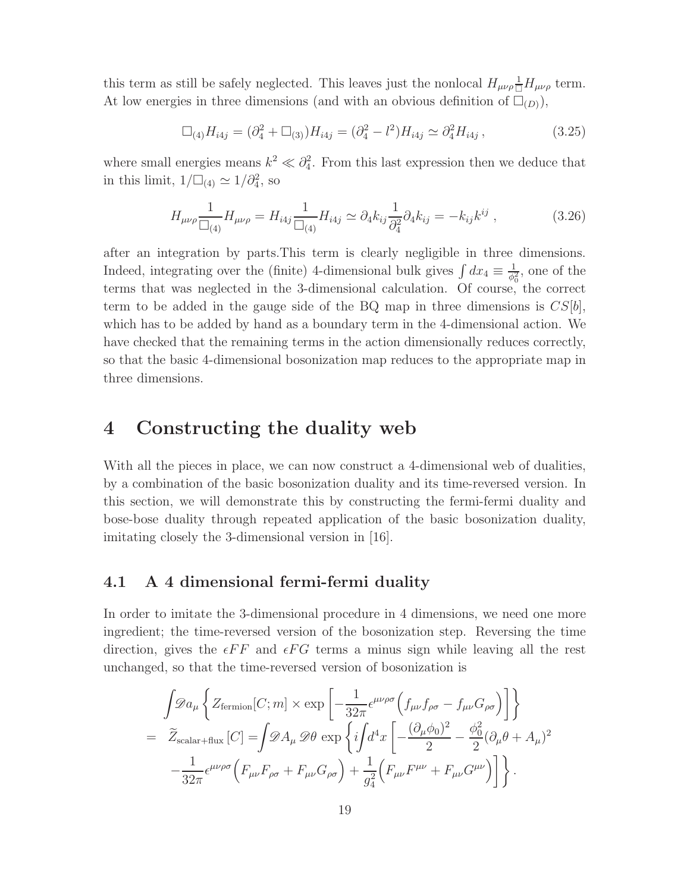this term as still be safely neglected. This leaves just the nonlocal $H_{\mu\nu\rho}\frac{1}{\Box}H_{\mu\nu\rho}$ term. At low energies in three dimensions (and with an obvious definition of $\Box_{(D)}$),

$$\Box_{(4)}H_{i4j} = (\partial_4^2 + \Box_{(3)})H_{i4j} = (\partial_4^2 - l^2)H_{i4j} \simeq \partial_4^2 H_{i4j}\,, \tag{3.25}$$

where small energies means $k^2 \ll \partial_4^2$. From this last expression then we deduce that in this limit, $1/\Box_{(4)} \simeq 1/\partial_4^2$, so

$$H_{\mu\nu\rho}\frac{1}{\Box_{(4)}}H_{\mu\nu\rho} = H_{i4j}\frac{1}{\Box_{(4)}}H_{i4j} \simeq \partial_4 k_{ij}\frac{1}{\partial_4^2}\partial_4 k_{ij} = -k_{ij}k^{ij}\;, \tag{3.26}$$

after an integration by parts.This term is clearly negligible in three dimensions. Indeed, integrating over the (finite) 4-dimensional bulk gives $\int dx_4 \equiv \frac{1}{\phi_0^2}$, one of the terms that was neglected in the 3-dimensional calculation. Of course, the correct term to be added in the gauge side of the BQ map in three dimensions is $CS[b]$, which has to be added by hand as a boundary term in the 4-dimensional action. We have checked that the remaining terms in the action dimensionally reduces correctly, so that the basic 4-dimensional bosonization map reduces to the appropriate map in three dimensions.

# 4 Constructing the duality web

With all the pieces in place, we can now construct a 4-dimensional web of dualities, by a combination of the basic bosonization duality and its time-reversed version. In this section, we will demonstrate this by constructing the fermi-fermi duality and bose-bose duality through repeated application of the basic bosonization duality, imitating closely the 3-dimensional version in [16].

## 4.1 A 4 dimensional fermi-fermi duality

In order to imitate the 3-dimensional procedure in 4 dimensions, we need one more ingredient; the time-reversed version of the bosonization step. Reversing the time direction, gives the $\epsilon FF$ and $\epsilon FG$ terms a minus sign while leaving all the rest unchanged, so that the time-reversed version of bosonization is

$$\begin{aligned}
&\int \mathscr{D}a_\mu \left\{ Z_{\text{fermion}}[C;m] \times \exp\left[-\frac{1}{32\pi}\epsilon^{\mu\nu\rho\sigma}\Big(f_{\mu\nu}f_{\rho\sigma} - f_{\mu\nu}G_{\rho\sigma}\Big)\right]\right\} \\
= \;& \widetilde{Z}_{\text{scalar+flux}}[C] = \int \mathscr{D}A_\mu\,\mathscr{D}\theta\,\exp\left\{ i\int d^4x \left[ -\frac{(\partial_\mu\phi_0)^2}{2} - \frac{\phi_0^2}{2}(\partial_\mu\theta + A_\mu)^2 \right.\right. \\
&\left.\left. -\frac{1}{32\pi}\epsilon^{\mu\nu\rho\sigma}\Big(F_{\mu\nu}F_{\rho\sigma} + F_{\mu\nu}G_{\rho\sigma}\Big) + \frac{1}{g_4^2}\Big(F_{\mu\nu}F^{\mu\nu} + F_{\mu\nu}G^{\mu\nu}\Big)\right]\right\}.
\end{aligned}$$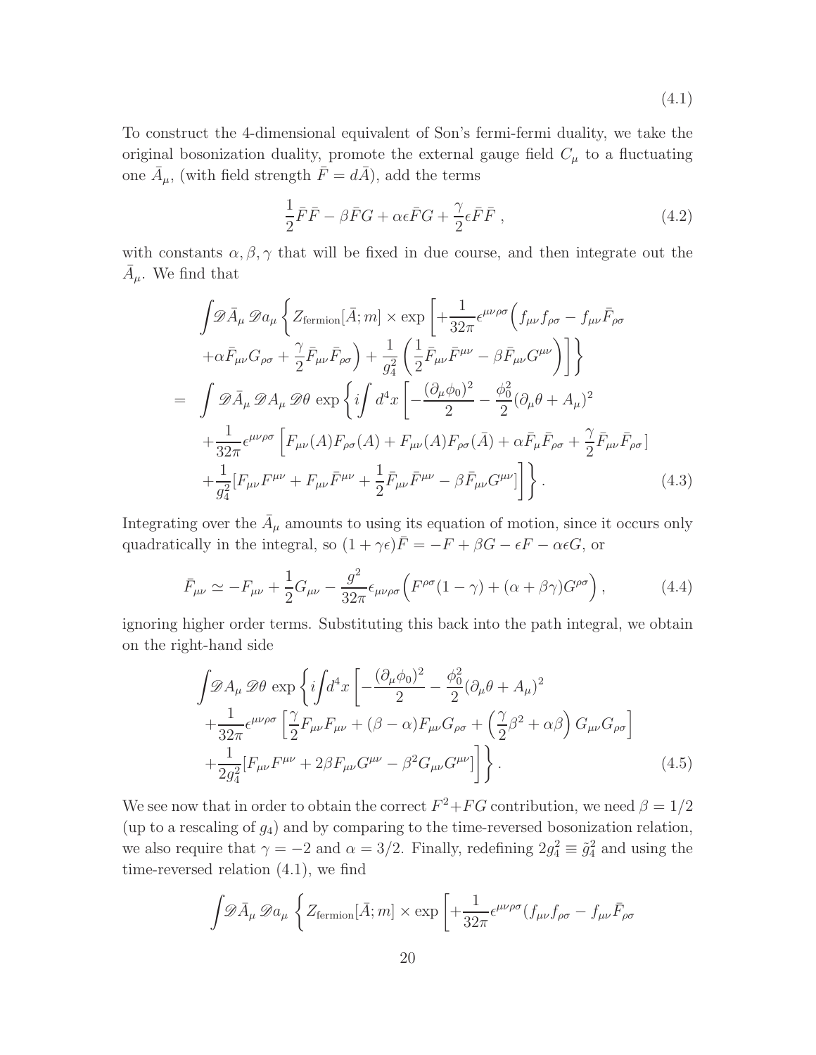$$(4.1)$$

To construct the 4-dimensional equivalent of Son's fermi-fermi duality, we take the original bosonization duality, promote the external gauge field $C_\mu$ to a fluctuating one $\bar{A}_\mu$, (with field strength $\bar{F} = d\bar{A}$), add the terms

$$\frac{1}{2}\bar{F}\bar{F} - \beta\bar{F}G + \alpha\epsilon\bar{F}G + \frac{\gamma}{2}\epsilon\bar{F}\bar{F}\;, \tag{4.2}$$

with constants $\alpha, \beta, \gamma$ that will be fixed in due course, and then integrate out the $\bar{A}_\mu$. We find that

$$\begin{aligned}
&\int \mathscr{D}\bar{A}_\mu\, \mathscr{D}a_\mu \left\{ Z_{\text{fermion}}[\bar{A};m] \times \exp\left[ +\frac{1}{32\pi}\epsilon^{\mu\nu\rho\sigma}\Big( f_{\mu\nu}f_{\rho\sigma} - f_{\mu\nu}\bar{F}_{\rho\sigma} \right.\right. \\
&\left.\left. +\alpha\bar{F}_{\mu\nu}G_{\rho\sigma} + \frac{\gamma}{2}\bar{F}_{\mu\nu}\bar{F}_{\rho\sigma}\Big) + \frac{1}{g_4^2}\left(\frac{1}{2}\bar{F}_{\mu\nu}\bar{F}^{\mu\nu} - \beta\bar{F}_{\mu\nu}G^{\mu\nu}\right)\right]\right\} \\
= &\int \mathscr{D}\bar{A}_\mu\, \mathscr{D}A_\mu\, \mathscr{D}\theta\, \exp\left\{ i\int d^4x \left[ -\frac{(\partial_\mu\phi_0)^2}{2} - \frac{\phi_0^2}{2}(\partial_\mu\theta + A_\mu)^2 \right.\right. \\
&+\frac{1}{32\pi}\epsilon^{\mu\nu\rho\sigma}\left[ F_{\mu\nu}(A)F_{\rho\sigma}(A) + F_{\mu\nu}(A)F_{\rho\sigma}(\bar{A}) + \alpha\bar{F}_\mu\bar{F}_{\rho\sigma} + \frac{\gamma}{2}\bar{F}_{\mu\nu}\bar{F}_{\rho\sigma}\right] \\
&\left.\left. +\frac{1}{g_4^2}[F_{\mu\nu}F^{\mu\nu} + F_{\mu\nu}\bar{F}^{\mu\nu} + \frac{1}{2}\bar{F}_{\mu\nu}\bar{F}^{\mu\nu} - \beta\bar{F}_{\mu\nu}G^{\mu\nu}]\right]\right\}.
\end{aligned} \tag{4.3}$$

Integrating over the $\bar{A}_\mu$ amounts to using its equation of motion, since it occurs only quadratically in the integral, so $(1+\gamma\epsilon)\bar{F} = -F + \beta G - \epsilon F - \alpha\epsilon G$, or

$$\bar{F}_{\mu\nu} \simeq -F_{\mu\nu} + \frac{1}{2}G_{\mu\nu} - \frac{g^2}{32\pi}\epsilon_{\mu\nu\rho\sigma}\Big(F^{\rho\sigma}(1-\gamma) + (\alpha+\beta\gamma)G^{\rho\sigma}\Big), \tag{4.4}$$

ignoring higher order terms. Substituting this back into the path integral, we obtain on the right-hand side

$$\begin{aligned}
&\int \mathscr{D}A_\mu\, \mathscr{D}\theta\, \exp\left\{ i\int d^4x \left[ -\frac{(\partial_\mu\phi_0)^2}{2} - \frac{\phi_0^2}{2}(\partial_\mu\theta + A_\mu)^2 \right.\right. \\
&+\frac{1}{32\pi}\epsilon^{\mu\nu\rho\sigma}\left[\frac{\gamma}{2}F_{\mu\nu}F_{\mu\nu} + (\beta-\alpha)F_{\mu\nu}G_{\rho\sigma} + \left(\frac{\gamma}{2}\beta^2 + \alpha\beta\right)G_{\mu\nu}G_{\rho\sigma}\right] \\
&\left.\left. +\frac{1}{2g_4^2}[F_{\mu\nu}F^{\mu\nu} + 2\beta F_{\mu\nu}G^{\mu\nu} - \beta^2 G_{\mu\nu}G^{\mu\nu}]\right]\right\}.
\end{aligned} \tag{4.5}$$

We see now that in order to obtain the correct $F^2 + FG$ contribution, we need $\beta = 1/2$ (up to a rescaling of $g_4$) and by comparing to the time-reversed bosonization relation, we also require that $\gamma = -2$ and $\alpha = 3/2$. Finally, redefining $2g_4^2 \equiv \tilde{g}_4^2$ and using the time-reversed relation (4.1), we find

$$\int \mathscr{D}\bar{A}_\mu\, \mathscr{D}a_\mu \left\{ Z_{\text{fermion}}[\bar{A};m] \times \exp\left[ +\frac{1}{32\pi}\epsilon^{\mu\nu\rho\sigma}(f_{\mu\nu}f_{\rho\sigma} - f_{\mu\nu}\bar{F}_{\rho\sigma}\right.\right.$$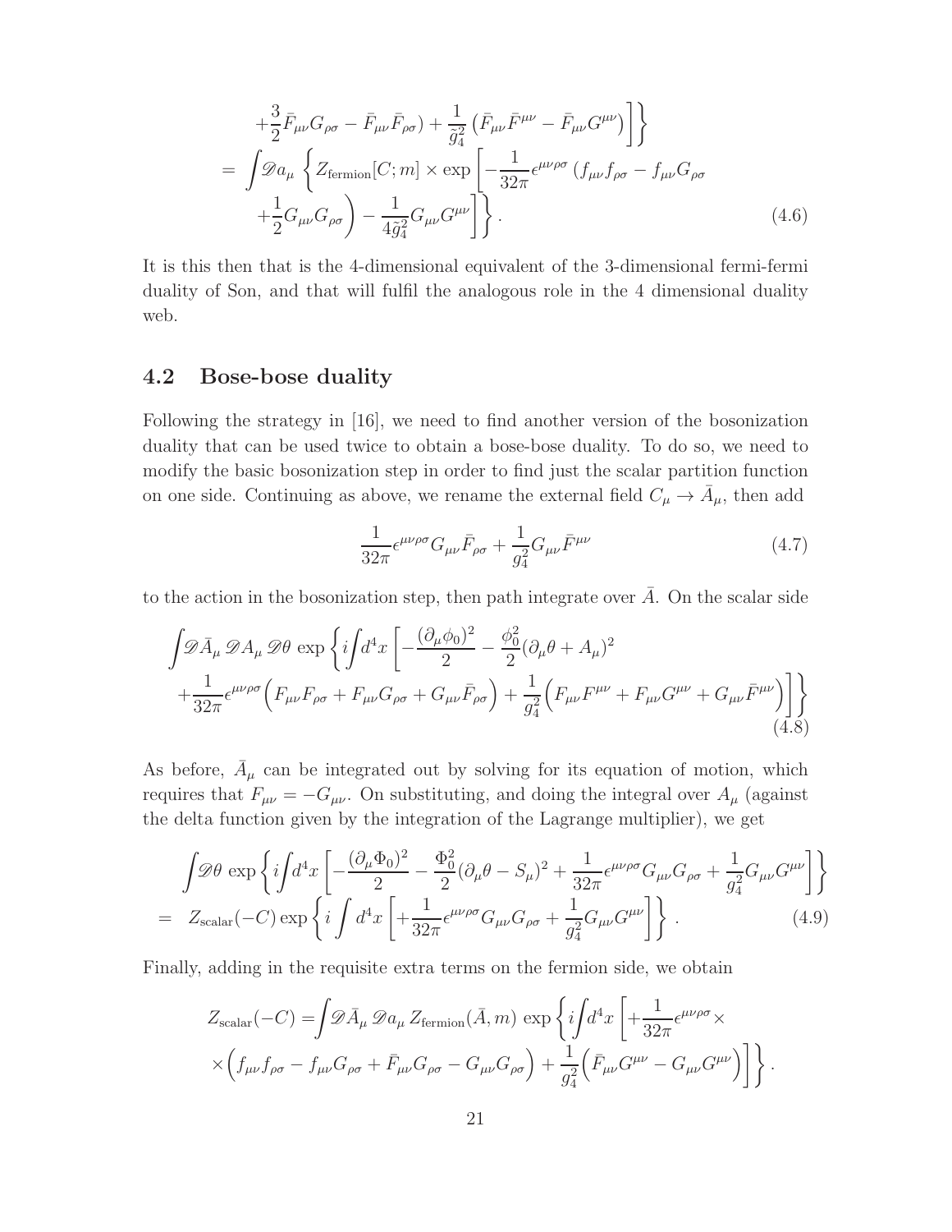$$
\begin{aligned}
&+\frac{3}{2}\bar{F}_{\mu\nu}G_{\rho\sigma} - \bar{F}_{\mu\nu}\bar{F}_{\rho\sigma}) + \frac{1}{\tilde{g}_4^2}\left(\bar{F}_{\mu\nu}\bar{F}^{\mu\nu} - \bar{F}_{\mu\nu}G^{\mu\nu}\right)\Big]\Big\} \\
= &\int \mathscr{D}a_\mu \left\{ Z_{\text{fermion}}[C;m] \times \exp\left[-\frac{1}{32\pi}\epsilon^{\mu\nu\rho\sigma}\left(f_{\mu\nu}f_{\rho\sigma} - f_{\mu\nu}G_{\rho\sigma}\right.\right.\right. \\
&\left.\left.\left. +\frac{1}{2}G_{\mu\nu}G_{\rho\sigma}\right) - \frac{1}{4\tilde{g}_4^2}G_{\mu\nu}G^{\mu\nu}\right]\right\}. \qquad (4.6)
\end{aligned}
$$

It is this then that is the 4-dimensional equivalent of the 3-dimensional fermi-fermi duality of Son, and that will fulfil the analogous role in the 4 dimensional duality web.

## 4.2 Bose-bose duality

Following the strategy in [16], we need to find another version of the bosonization duality that can be used twice to obtain a bose-bose duality. To do so, we need to modify the basic bosonization step in order to find just the scalar partition function on one side. Continuing as above, we rename the external field $C_\mu \to \bar{A}_\mu$, then add

$$
\frac{1}{32\pi}\epsilon^{\mu\nu\rho\sigma}G_{\mu\nu}\bar{F}_{\rho\sigma} + \frac{1}{g_4^2}G_{\mu\nu}\bar{F}^{\mu\nu} \qquad (4.7)
$$

to the action in the bosonization step, then path integrate over $\bar{A}$. On the scalar side

$$
\begin{aligned}
&\int \mathscr{D}\bar{A}_\mu\, \mathscr{D}A_\mu\, \mathscr{D}\theta\, \exp\left\{ i\int d^4x \left[ -\frac{(\partial_\mu\phi_0)^2}{2} - \frac{\phi_0^2}{2}(\partial_\mu\theta + A_\mu)^2 \right.\right. \\
&\left.\left. +\frac{1}{32\pi}\epsilon^{\mu\nu\rho\sigma}\Big(F_{\mu\nu}F_{\rho\sigma} + F_{\mu\nu}G_{\rho\sigma} + G_{\mu\nu}\bar{F}_{\rho\sigma}\Big) + \frac{1}{g_4^2}\Big(F_{\mu\nu}F^{\mu\nu} + F_{\mu\nu}G^{\mu\nu} + G_{\mu\nu}\bar{F}^{\mu\nu}\Big)\right]\right\} \qquad (4.8)
\end{aligned}
$$

As before, $\bar{A}_\mu$ can be integrated out by solving for its equation of motion, which requires that $F_{\mu\nu} = -G_{\mu\nu}$. On substituting, and doing the integral over $A_\mu$ (against the delta function given by the integration of the Lagrange multiplier), we get

$$
\begin{aligned}
&\int \mathscr{D}\theta\, \exp\left\{ i\int d^4x \left[ -\frac{(\partial_\mu\Phi_0)^2}{2} - \frac{\Phi_0^2}{2}(\partial_\mu\theta - S_\mu)^2 + \frac{1}{32\pi}\epsilon^{\mu\nu\rho\sigma}G_{\mu\nu}G_{\rho\sigma} + \frac{1}{g_4^2}G_{\mu\nu}G^{\mu\nu}\right]\right\} \\
= &\; Z_{\text{scalar}}(-C)\exp\left\{ i\int d^4x \left[ +\frac{1}{32\pi}\epsilon^{\mu\nu\rho\sigma}G_{\mu\nu}G_{\rho\sigma} + \frac{1}{g_4^2}G_{\mu\nu}G^{\mu\nu}\right]\right\}. \qquad (4.9)
\end{aligned}
$$

Finally, adding in the requisite extra terms on the fermion side, we obtain

$$
\begin{aligned}
Z_{\text{scalar}}(-C) = &\int \mathscr{D}\bar{A}_\mu\, \mathscr{D}a_\mu\, Z_{\text{fermion}}(\bar{A}, m)\, \exp\left\{ i\int d^4x \left[ +\frac{1}{32\pi}\epsilon^{\mu\nu\rho\sigma} \times \right.\right. \\
&\left.\left. \times \Big(f_{\mu\nu}f_{\rho\sigma} - f_{\mu\nu}G_{\rho\sigma} + \bar{F}_{\mu\nu}G_{\rho\sigma} - G_{\mu\nu}G_{\rho\sigma}\Big) + \frac{1}{g_4^2}\Big(\bar{F}_{\mu\nu}G^{\mu\nu} - G_{\mu\nu}G^{\mu\nu}\Big)\right]\right\}.
\end{aligned}
$$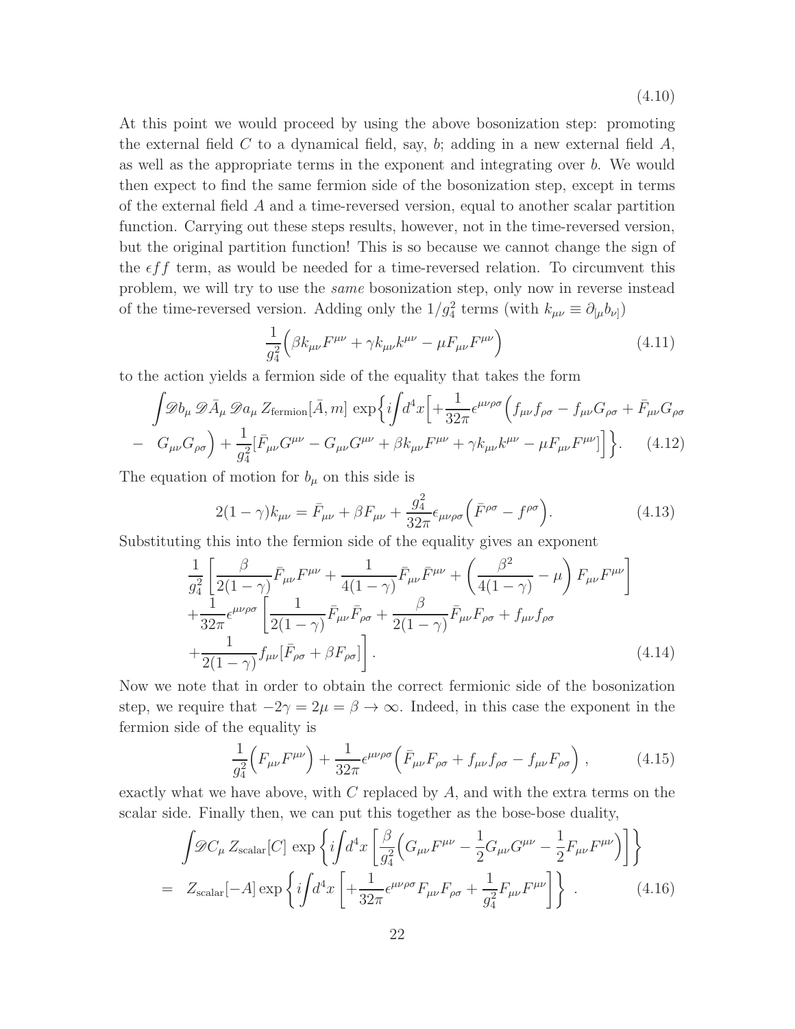$$(4.10)$$

At this point we would proceed by using the above bosonization step: promoting the external field $C$ to a dynamical field, say, $b$; adding in a new external field $A$, as well as the appropriate terms in the exponent and integrating over $b$. We would then expect to find the same fermion side of the bosonization step, except in terms of the external field $A$ and a time-reversed version, equal to another scalar partition function. Carrying out these steps results, however, not in the time-reversed version, but the original partition function! This is so because we cannot change the sign of the $\epsilon ff$ term, as would be needed for a time-reversed relation. To circumvent this problem, we will try to use the *same* bosonization step, only now in reverse instead of the time-reversed version. Adding only the $1/g_4^2$ terms (with $k_{\mu\nu} \equiv \partial_{[\mu}b_{\nu]}$)

$$\frac{1}{g_4^2}\Big(\beta k_{\mu\nu}F^{\mu\nu} + \gamma k_{\mu\nu}k^{\mu\nu} - \mu F_{\mu\nu}F^{\mu\nu}\Big) \tag{4.11}$$

to the action yields a fermion side of the equality that takes the form

$$\begin{aligned}
&\int \mathscr{D}b_\mu\, \mathscr{D}\bar{A}_\mu\, \mathscr{D}a_\mu\, Z_{\text{fermion}}[\bar{A}, m]\, \exp\Big\{ i\int d^4x \Big[ +\frac{1}{32\pi}\epsilon^{\mu\nu\rho\sigma}\Big(f_{\mu\nu}f_{\rho\sigma} - f_{\mu\nu}G_{\rho\sigma} + \bar{F}_{\mu\nu}G_{\rho\sigma} \\
&- \; G_{\mu\nu}G_{\rho\sigma}\Big) + \frac{1}{g_4^2}[\bar{F}_{\mu\nu}G^{\mu\nu} - G_{\mu\nu}G^{\mu\nu} + \beta k_{\mu\nu}F^{\mu\nu} + \gamma k_{\mu\nu}k^{\mu\nu} - \mu F_{\mu\nu}F^{\mu\nu}]\Big]\Big\}. \qquad (4.12)
\end{aligned}$$

The equation of motion for $b_\mu$ on this side is

$$2(1-\gamma)k_{\mu\nu} = \bar{F}_{\mu\nu} + \beta F_{\mu\nu} + \frac{g_4^2}{32\pi}\epsilon_{\mu\nu\rho\sigma}\Big(\bar{F}^{\rho\sigma} - f^{\rho\sigma}\Big). \tag{4.13}$$

Substituting this into the fermion side of the equality gives an exponent

$$\begin{aligned}
&\frac{1}{g_4^2}\left[\frac{\beta}{2(1-\gamma)}\bar{F}_{\mu\nu}F^{\mu\nu} + \frac{1}{4(1-\gamma)}\bar{F}_{\mu\nu}\bar{F}^{\mu\nu} + \left(\frac{\beta^2}{4(1-\gamma)} - \mu\right)F_{\mu\nu}F^{\mu\nu}\right] \\
&+\frac{1}{32\pi}\epsilon^{\mu\nu\rho\sigma}\left[\frac{1}{2(1-\gamma)}\bar{F}_{\mu\nu}\bar{F}_{\rho\sigma} + \frac{\beta}{2(1-\gamma)}\bar{F}_{\mu\nu}F_{\rho\sigma} + f_{\mu\nu}f_{\rho\sigma}\right. \\
&\left.+\frac{1}{2(1-\gamma)}f_{\mu\nu}[\bar{F}_{\rho\sigma} + \beta F_{\rho\sigma}]\right]. \qquad (4.14)
\end{aligned}$$

Now we note that in order to obtain the correct fermionic side of the bosonization step, we require that $-2\gamma = 2\mu = \beta \to \infty$. Indeed, in this case the exponent in the fermion side of the equality is

$$\frac{1}{g_4^2}\Big(F_{\mu\nu}F^{\mu\nu}\Big) + \frac{1}{32\pi}\epsilon^{\mu\nu\rho\sigma}\Big(\bar{F}_{\mu\nu}F_{\rho\sigma} + f_{\mu\nu}f_{\rho\sigma} - f_{\mu\nu}F_{\rho\sigma}\Big), \tag{4.15}$$

exactly what we have above, with $C$ replaced by $A$, and with the extra terms on the scalar side. Finally then, we can put this together as the bose-bose duality,

$$\begin{aligned}
&\int \mathscr{D}C_\mu\, Z_{\text{scalar}}[C]\, \exp\left\{ i\int d^4x \left[\frac{\beta}{g_4^2}\Big(G_{\mu\nu}F^{\mu\nu} - \frac{1}{2}G_{\mu\nu}G^{\mu\nu} - \frac{1}{2}F_{\mu\nu}F^{\mu\nu}\Big)\right]\right\} \\
&= \; Z_{\text{scalar}}[-A]\exp\left\{ i\int d^4x \left[+\frac{1}{32\pi}\epsilon^{\mu\nu\rho\sigma}F_{\mu\nu}F_{\rho\sigma} + \frac{1}{g_4^2}F_{\mu\nu}F^{\mu\nu}\right]\right\}. \qquad (4.16)
\end{aligned}$$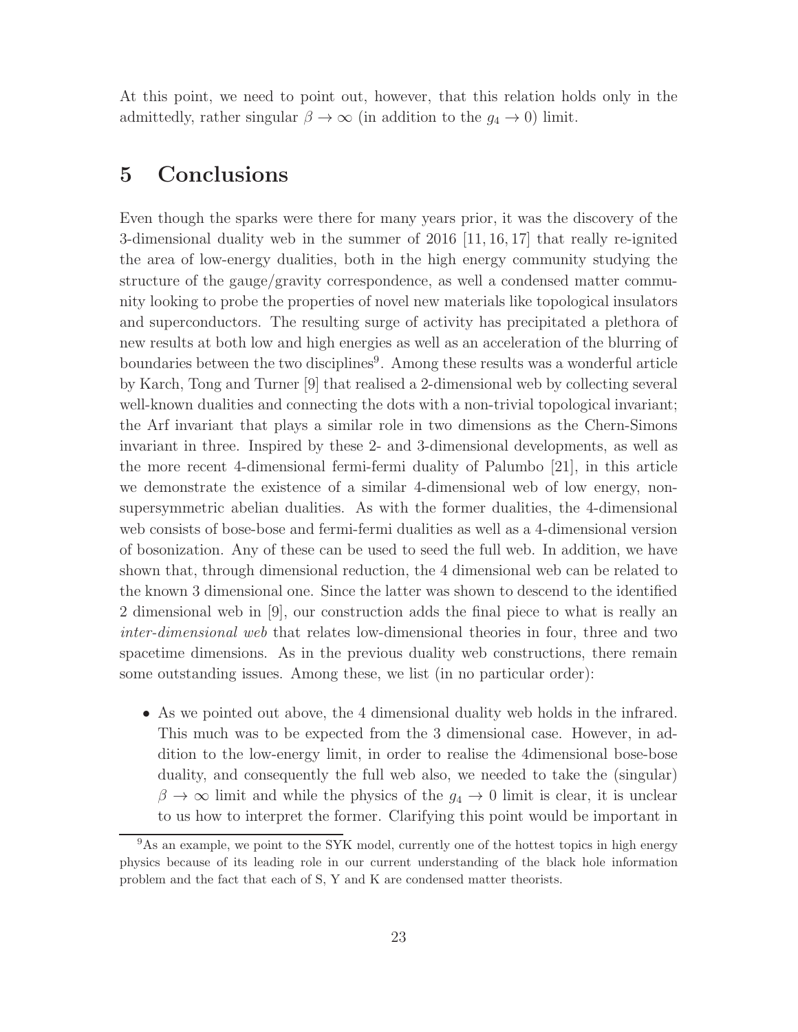At this point, we need to point out, however, that this relation holds only in the admittedly, rather singular $\beta \to \infty$ (in addition to the $g_4 \to 0$) limit.

# 5 Conclusions

Even though the sparks were there for many years prior, it was the discovery of the 3-dimensional duality web in the summer of 2016 [11, 16, 17] that really re-ignited the area of low-energy dualities, both in the high energy community studying the structure of the gauge/gravity correspondence, as well a condensed matter community looking to probe the properties of novel new materials like topological insulators and superconductors. The resulting surge of activity has precipitated a plethora of new results at both low and high energies as well as an acceleration of the blurring of boundaries between the two disciplines[9]. Among these results was a wonderful article by Karch, Tong and Turner [9] that realised a 2-dimensional web by collecting several well-known dualities and connecting the dots with a non-trivial topological invariant; the Arf invariant that plays a similar role in two dimensions as the Chern-Simons invariant in three. Inspired by these 2- and 3-dimensional developments, as well as the more recent 4-dimensional fermi-fermi duality of Palumbo [21], in this article we demonstrate the existence of a similar 4-dimensional web of low energy, non-supersymmetric abelian dualities. As with the former dualities, the 4-dimensional web consists of bose-bose and fermi-fermi dualities as well as a 4-dimensional version of bosonization. Any of these can be used to seed the full web. In addition, we have shown that, through dimensional reduction, the 4 dimensional web can be related to the known 3 dimensional one. Since the latter was shown to descend to the identified 2 dimensional web in [9], our construction adds the final piece to what is really an *inter-dimensional web* that relates low-dimensional theories in four, three and two spacetime dimensions. As in the previous duality web constructions, there remain some outstanding issues. Among these, we list (in no particular order):

- As we pointed out above, the 4 dimensional duality web holds in the infrared. This much was to be expected from the 3 dimensional case. However, in addition to the low-energy limit, in order to realise the 4dimensional bose-bose duality, and consequently the full web also, we needed to take the (singular) $\beta \to \infty$ limit and while the physics of the $g_4 \to 0$ limit is clear, it is unclear to us how to interpret the former. Clarifying this point would be important in

[9]As an example, we point to the SYK model, currently one of the hottest topics in high energy physics because of its leading role in our current understanding of the black hole information problem and the fact that each of S, Y and K are condensed matter theorists.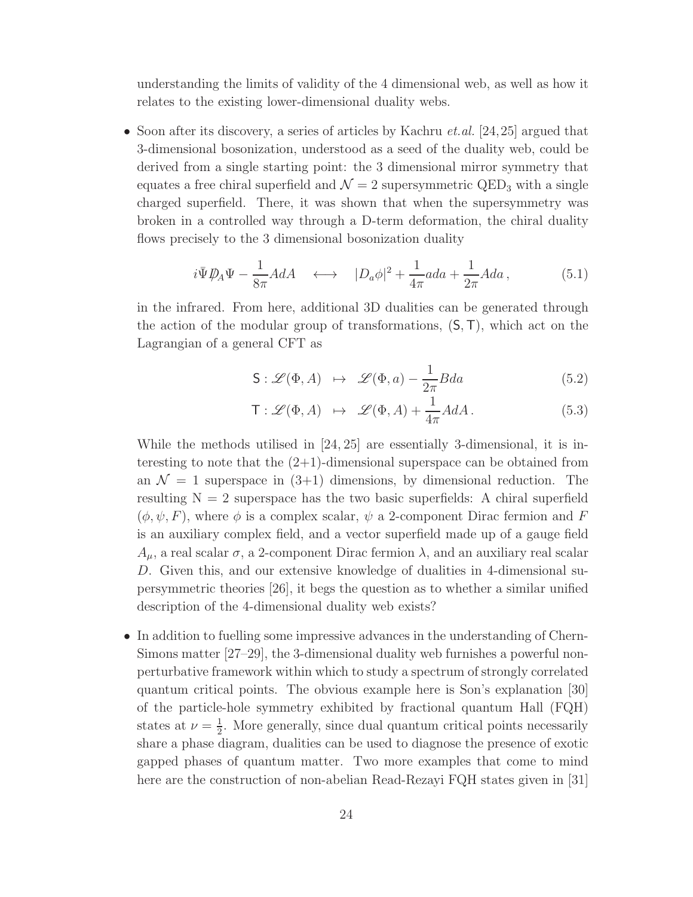understanding the limits of validity of the 4 dimensional web, as well as how it relates to the existing lower-dimensional duality webs.

- Soon after its discovery, a series of articles by Kachru *et.al.* [24, 25] argued that 3-dimensional bosonization, understood as a seed of the duality web, could be derived from a single starting point: the 3 dimensional mirror symmetry that equates a free chiral superfield and $\mathcal{N} = 2$ supersymmetric QED$_3$ with a single charged superfield. There, it was shown that when the supersymmetry was broken in a controlled way through a D-term deformation, the chiral duality flows precisely to the 3 dimensional bosonization duality

$$i\bar{\Psi}\not{D}_A\Psi - \frac{1}{8\pi}AdA \quad \longleftrightarrow \quad |D_a\phi|^2 + \frac{1}{4\pi}ada + \frac{1}{2\pi}Ada\,, \tag{5.1}$$

  in the infrared. From here, additional 3D dualities can be generated through the action of the modular group of transformations, $(\mathsf{S}, \mathsf{T})$, which act on the Lagrangian of a general CFT as

$$\mathsf{S} : \mathscr{L}(\Phi, A) \;\mapsto\; \mathscr{L}(\Phi, a) - \frac{1}{2\pi}Bda \tag{5.2}$$

$$\mathsf{T} : \mathscr{L}(\Phi, A) \;\mapsto\; \mathscr{L}(\Phi, A) + \frac{1}{4\pi}AdA\,. \tag{5.3}$$

  While the methods utilised in [24, 25] are essentially 3-dimensional, it is interesting to note that the (2+1)-dimensional superspace can be obtained from an $\mathcal{N} = 1$ superspace in (3+1) dimensions, by dimensional reduction. The resulting N = 2 superspace has the two basic superfields: A chiral superfield $(\phi, \psi, F)$, where $\phi$ is a complex scalar, $\psi$ a 2-component Dirac fermion and $F$ is an auxiliary complex field, and a vector superfield made up of a gauge field $A_\mu$, a real scalar $\sigma$, a 2-component Dirac fermion $\lambda$, and an auxiliary real scalar $D$. Given this, and our extensive knowledge of dualities in 4-dimensional supersymmetric theories [26], it begs the question as to whether a similar unified description of the 4-dimensional duality web exists?

- In addition to fuelling some impressive advances in the understanding of Chern-Simons matter [27–29], the 3-dimensional duality web furnishes a powerful non-perturbative framework within which to study a spectrum of strongly correlated quantum critical points. The obvious example here is Son's explanation [30] of the particle-hole symmetry exhibited by fractional quantum Hall (FQH) states at $\nu = \frac{1}{2}$. More generally, since dual quantum critical points necessarily share a phase diagram, dualities can be used to diagnose the presence of exotic gapped phases of quantum matter. Two more examples that come to mind here are the construction of non-abelian Read-Rezayi FQH states given in [31]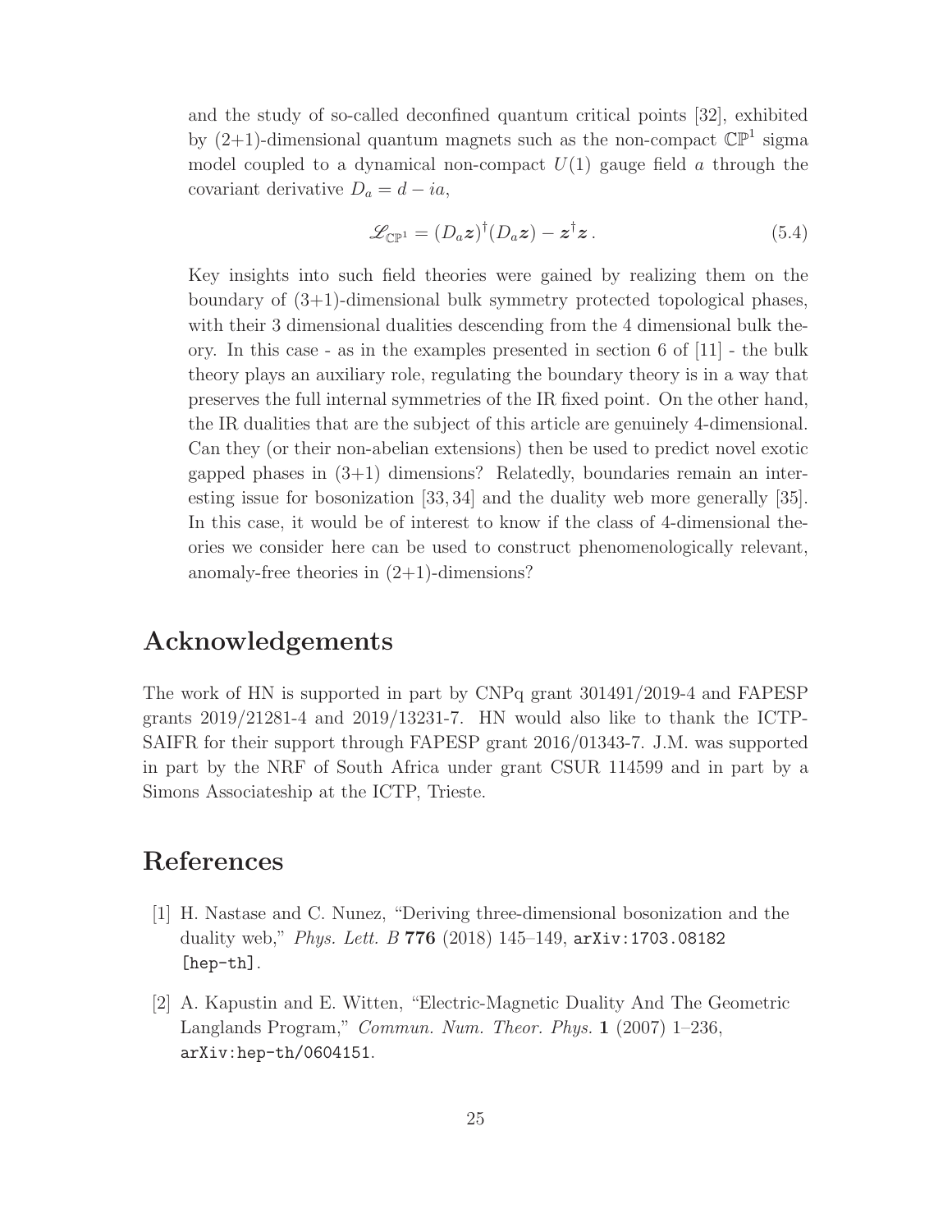and the study of so-called deconfined quantum critical points [32], exhibited by (2+1)-dimensional quantum magnets such as the non-compact $\mathbb{CP}^1$ sigma model coupled to a dynamical non-compact $U(1)$ gauge field $a$ through the covariant derivative $D_a = d - ia$,

$$\mathscr{L}_{\mathbb{CP}^1} = (D_a \boldsymbol{z})^\dagger (D_a \boldsymbol{z}) - \boldsymbol{z}^\dagger \boldsymbol{z} \,. \tag{5.4}$$

Key insights into such field theories were gained by realizing them on the boundary of (3+1)-dimensional bulk symmetry protected topological phases, with their 3 dimensional dualities descending from the 4 dimensional bulk theory. In this case - as in the examples presented in section 6 of [11] - the bulk theory plays an auxiliary role, regulating the boundary theory is in a way that preserves the full internal symmetries of the IR fixed point. On the other hand, the IR dualities that are the subject of this article are genuinely 4-dimensional. Can they (or their non-abelian extensions) then be used to predict novel exotic gapped phases in (3+1) dimensions? Relatedly, boundaries remain an interesting issue for bosonization [33, 34] and the duality web more generally [35]. In this case, it would be of interest to know if the class of 4-dimensional theories we consider here can be used to construct phenomenologically relevant, anomaly-free theories in (2+1)-dimensions?

# Acknowledgements

The work of HN is supported in part by CNPq grant 301491/2019-4 and FAPESP grants 2019/21281-4 and 2019/13231-7. HN would also like to thank the ICTP-SAIFR for their support through FAPESP grant 2016/01343-7. J.M. was supported in part by the NRF of South Africa under grant CSUR 114599 and in part by a Simons Associateship at the ICTP, Trieste.

# References

[1] H. Nastase and C. Nunez, "Deriving three-dimensional bosonization and the duality web," *Phys. Lett. B* **776** (2018) 145–149, `arXiv:1703.08182 [hep-th]`.

[2] A. Kapustin and E. Witten, "Electric-Magnetic Duality And The Geometric Langlands Program," *Commun. Num. Theor. Phys.* **1** (2007) 1–236, `arXiv:hep-th/0604151`.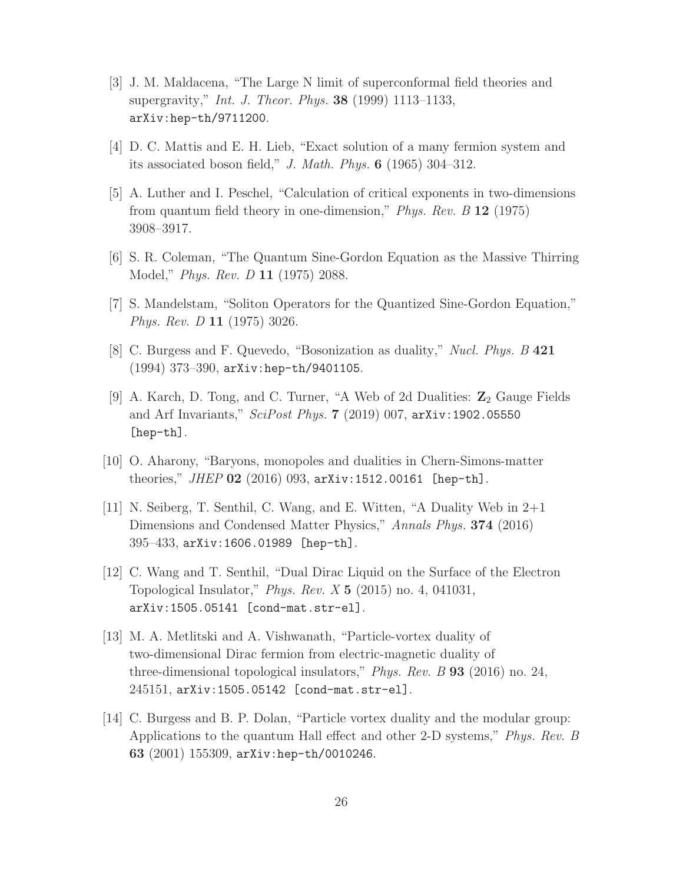[3] J. M. Maldacena, "The Large N limit of superconformal field theories and supergravity," *Int. J. Theor. Phys.* **38** (1999) 1113–1133, arXiv:hep-th/9711200.

[4] D. C. Mattis and E. H. Lieb, "Exact solution of a many fermion system and its associated boson field," *J. Math. Phys.* **6** (1965) 304–312.

[5] A. Luther and I. Peschel, "Calculation of critical exponents in two-dimensions from quantum field theory in one-dimension," *Phys. Rev. B* **12** (1975) 3908–3917.

[6] S. R. Coleman, "The Quantum Sine-Gordon Equation as the Massive Thirring Model," *Phys. Rev. D* **11** (1975) 2088.

[7] S. Mandelstam, "Soliton Operators for the Quantized Sine-Gordon Equation," *Phys. Rev. D* **11** (1975) 3026.

[8] C. Burgess and F. Quevedo, "Bosonization as duality," *Nucl. Phys. B* **421** (1994) 373–390, arXiv:hep-th/9401105.

[9] A. Karch, D. Tong, and C. Turner, "A Web of 2d Dualities: $\mathbf{Z}_2$ Gauge Fields and Arf Invariants," *SciPost Phys.* **7** (2019) 007, arXiv:1902.05550 [hep-th].

[10] O. Aharony, "Baryons, monopoles and dualities in Chern-Simons-matter theories," *JHEP* **02** (2016) 093, arXiv:1512.00161 [hep-th].

[11] N. Seiberg, T. Senthil, C. Wang, and E. Witten, "A Duality Web in 2+1 Dimensions and Condensed Matter Physics," *Annals Phys.* **374** (2016) 395–433, arXiv:1606.01989 [hep-th].

[12] C. Wang and T. Senthil, "Dual Dirac Liquid on the Surface of the Electron Topological Insulator," *Phys. Rev. X* **5** (2015) no. 4, 041031, arXiv:1505.05141 [cond-mat.str-el].

[13] M. A. Metlitski and A. Vishwanath, "Particle-vortex duality of two-dimensional Dirac fermion from electric-magnetic duality of three-dimensional topological insulators," *Phys. Rev. B* **93** (2016) no. 24, 245151, arXiv:1505.05142 [cond-mat.str-el].

[14] C. Burgess and B. P. Dolan, "Particle vortex duality and the modular group: Applications to the quantum Hall effect and other 2-D systems," *Phys. Rev. B* **63** (2001) 155309, arXiv:hep-th/0010246.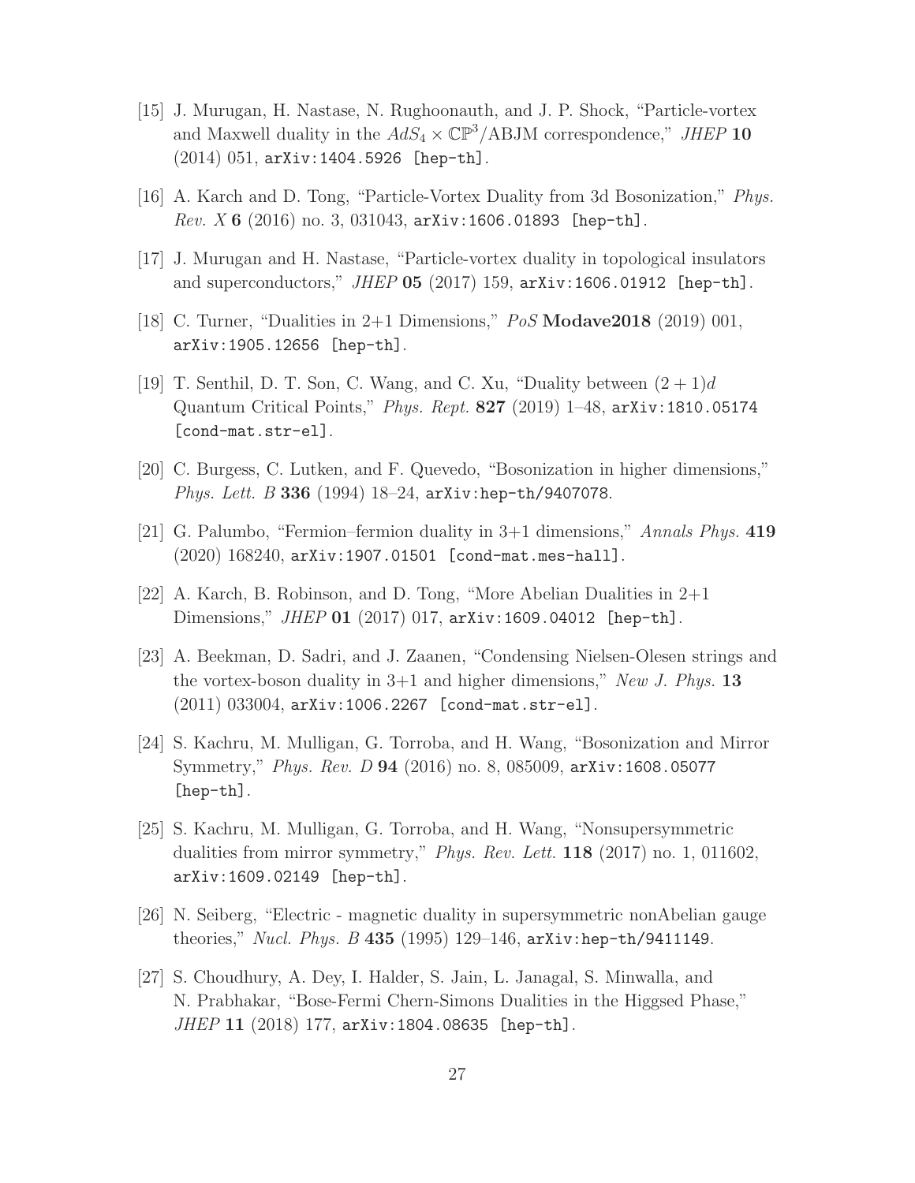[15] J. Murugan, H. Nastase, N. Rughoonauth, and J. P. Shock, "Particle-vortex and Maxwell duality in the $AdS_4 \times \mathbb{CP}^3$/ABJM correspondence," *JHEP* **10** (2014) 051, `arXiv:1404.5926 [hep-th]`.

[16] A. Karch and D. Tong, "Particle-Vortex Duality from 3d Bosonization," *Phys. Rev. X* **6** (2016) no. 3, 031043, `arXiv:1606.01893 [hep-th]`.

[17] J. Murugan and H. Nastase, "Particle-vortex duality in topological insulators and superconductors," *JHEP* **05** (2017) 159, `arXiv:1606.01912 [hep-th]`.

[18] C. Turner, "Dualities in 2+1 Dimensions," *PoS* **Modave2018** (2019) 001, `arXiv:1905.12656 [hep-th]`.

[19] T. Senthil, D. T. Son, C. Wang, and C. Xu, "Duality between $(2+1)d$ Quantum Critical Points," *Phys. Rept.* **827** (2019) 1–48, `arXiv:1810.05174 [cond-mat.str-el]`.

[20] C. Burgess, C. Lutken, and F. Quevedo, "Bosonization in higher dimensions," *Phys. Lett. B* **336** (1994) 18–24, `arXiv:hep-th/9407078`.

[21] G. Palumbo, "Fermion–fermion duality in 3+1 dimensions," *Annals Phys.* **419** (2020) 168240, `arXiv:1907.01501 [cond-mat.mes-hall]`.

[22] A. Karch, B. Robinson, and D. Tong, "More Abelian Dualities in 2+1 Dimensions," *JHEP* **01** (2017) 017, `arXiv:1609.04012 [hep-th]`.

[23] A. Beekman, D. Sadri, and J. Zaanen, "Condensing Nielsen-Olesen strings and the vortex-boson duality in 3+1 and higher dimensions," *New J. Phys.* **13** (2011) 033004, `arXiv:1006.2267 [cond-mat.str-el]`.

[24] S. Kachru, M. Mulligan, G. Torroba, and H. Wang, "Bosonization and Mirror Symmetry," *Phys. Rev. D* **94** (2016) no. 8, 085009, `arXiv:1608.05077 [hep-th]`.

[25] S. Kachru, M. Mulligan, G. Torroba, and H. Wang, "Nonsupersymmetric dualities from mirror symmetry," *Phys. Rev. Lett.* **118** (2017) no. 1, 011602, `arXiv:1609.02149 [hep-th]`.

[26] N. Seiberg, "Electric - magnetic duality in supersymmetric nonAbelian gauge theories," *Nucl. Phys. B* **435** (1995) 129–146, `arXiv:hep-th/9411149`.

[27] S. Choudhury, A. Dey, I. Halder, S. Jain, L. Janagal, S. Minwalla, and N. Prabhakar, "Bose-Fermi Chern-Simons Dualities in the Higgsed Phase," *JHEP* **11** (2018) 177, `arXiv:1804.08635 [hep-th]`.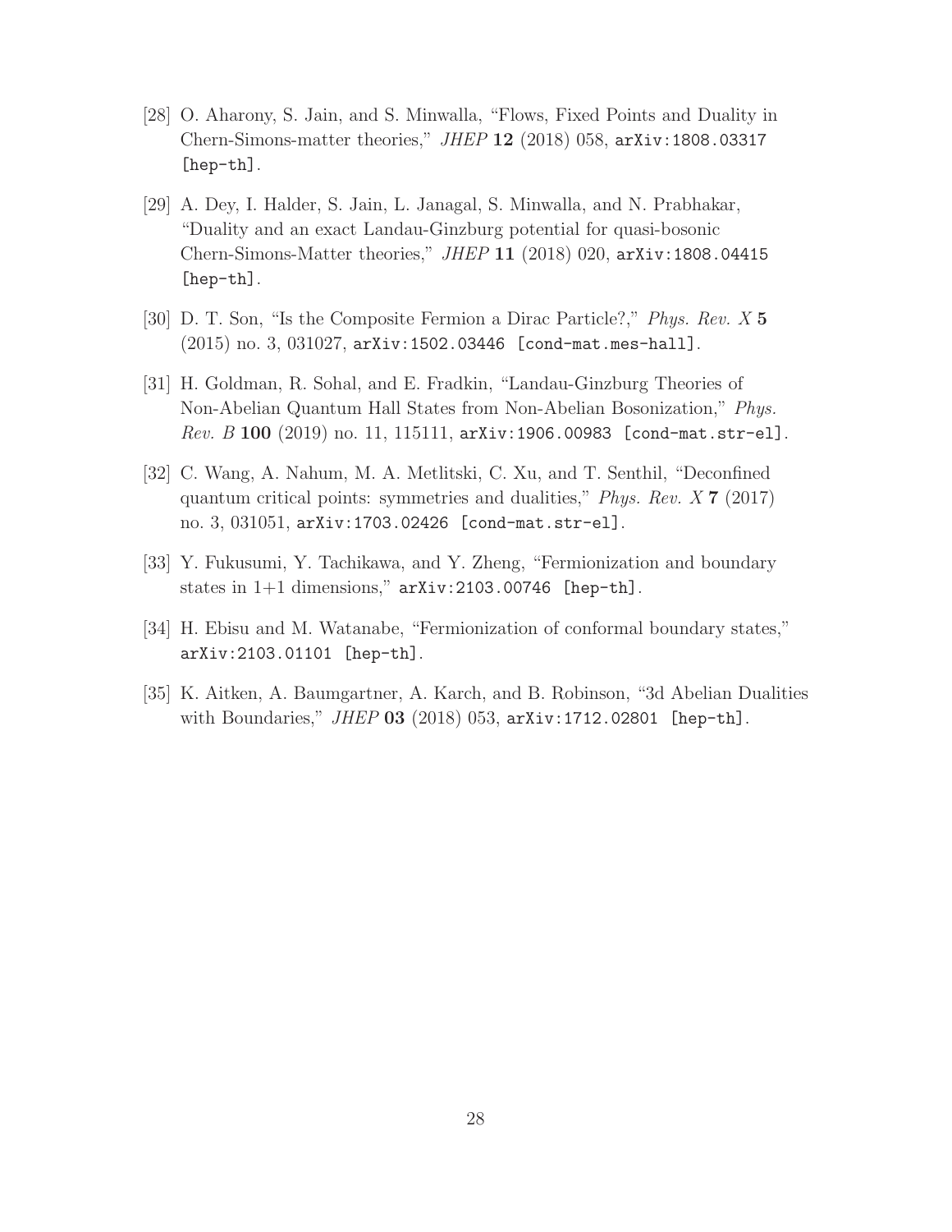[28] O. Aharony, S. Jain, and S. Minwalla, "Flows, Fixed Points and Duality in Chern-Simons-matter theories," *JHEP* **12** (2018) 058, arXiv:1808.03317 [hep-th].

[29] A. Dey, I. Halder, S. Jain, L. Janagal, S. Minwalla, and N. Prabhakar, "Duality and an exact Landau-Ginzburg potential for quasi-bosonic Chern-Simons-Matter theories," *JHEP* **11** (2018) 020, arXiv:1808.04415 [hep-th].

[30] D. T. Son, "Is the Composite Fermion a Dirac Particle?," *Phys. Rev. X* **5** (2015) no. 3, 031027, arXiv:1502.03446 [cond-mat.mes-hall].

[31] H. Goldman, R. Sohal, and E. Fradkin, "Landau-Ginzburg Theories of Non-Abelian Quantum Hall States from Non-Abelian Bosonization," *Phys. Rev. B* **100** (2019) no. 11, 115111, arXiv:1906.00983 [cond-mat.str-el].

[32] C. Wang, A. Nahum, M. A. Metlitski, C. Xu, and T. Senthil, "Deconfined quantum critical points: symmetries and dualities," *Phys. Rev. X* **7** (2017) no. 3, 031051, arXiv:1703.02426 [cond-mat.str-el].

[33] Y. Fukusumi, Y. Tachikawa, and Y. Zheng, "Fermionization and boundary states in 1+1 dimensions," arXiv:2103.00746 [hep-th].

[34] H. Ebisu and M. Watanabe, "Fermionization of conformal boundary states," arXiv:2103.01101 [hep-th].

[35] K. Aitken, A. Baumgartner, A. Karch, and B. Robinson, "3d Abelian Dualities with Boundaries," *JHEP* **03** (2018) 053, arXiv:1712.02801 [hep-th].